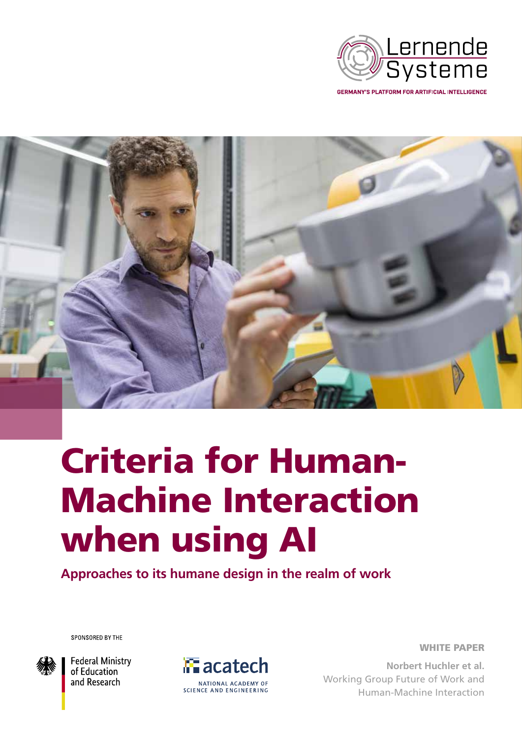Lernende Systeme

GERMANY'S PLATFORM FOR ARTIFICIAL INTELLIGENCE

# Criteria for Human-Machine Interaction when using AI

## Approaches to its humane design in the realm of work

SPONSORED BY THE

Federal Ministry of Education and Research

acatech

NATIONAL ACADEMY OF SCIENCE AND ENGINEERING

WHITE PAPER

**Norbert Huchler et al.**
Working Group Future of Work and Human-Machine Interaction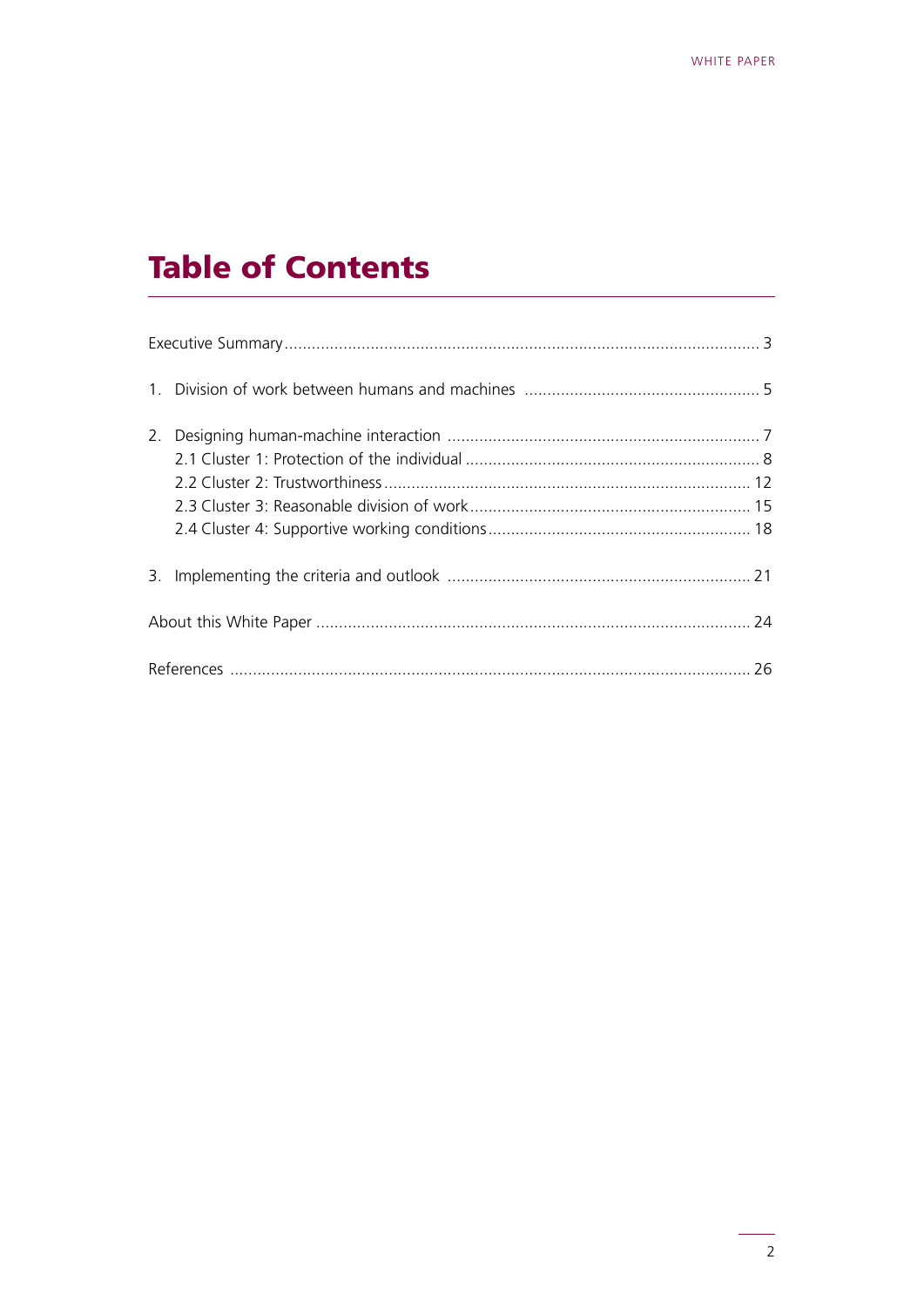# Table of Contents

Executive Summary ... 3

1. Division of work between humans and machines ... 5

2. Designing human-machine interaction ... 7
   - 2.1 Cluster 1: Protection of the individual ... 8
   - 2.2 Cluster 2: Trustworthiness ... 12
   - 2.3 Cluster 3: Reasonable division of work ... 15
   - 2.4 Cluster 4: Supportive working conditions ... 18

3. Implementing the criteria and outlook ... 21

About this White Paper ... 24

References ... 26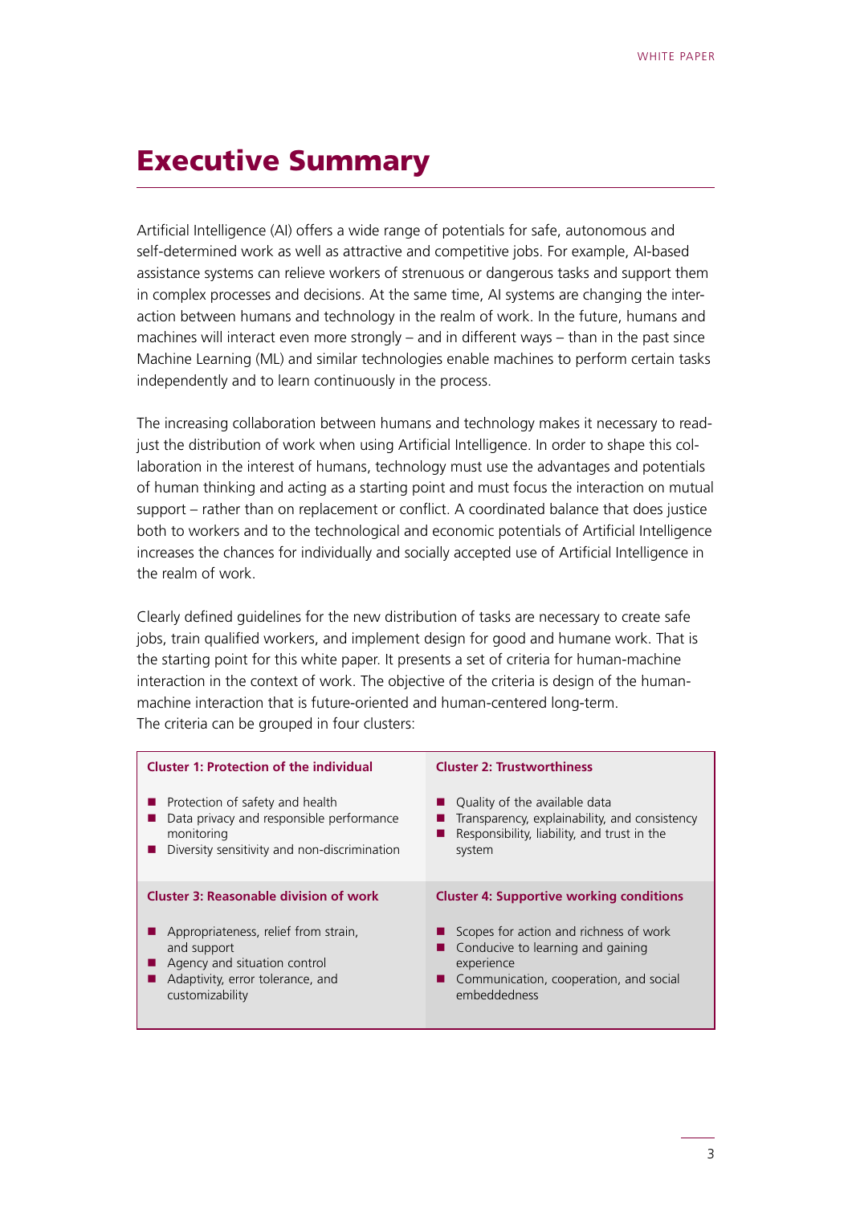# Executive Summary

Artificial Intelligence (AI) offers a wide range of potentials for safe, autonomous and self-determined work as well as attractive and competitive jobs. For example, AI-based assistance systems can relieve workers of strenuous or dangerous tasks and support them in complex processes and decisions. At the same time, AI systems are changing the interaction between humans and technology in the realm of work. In the future, humans and machines will interact even more strongly – and in different ways – than in the past since Machine Learning (ML) and similar technologies enable machines to perform certain tasks independently and to learn continuously in the process.

The increasing collaboration between humans and technology makes it necessary to readjust the distribution of work when using Artificial Intelligence. In order to shape this collaboration in the interest of humans, technology must use the advantages and potentials of human thinking and acting as a starting point and must focus the interaction on mutual support – rather than on replacement or conflict. A coordinated balance that does justice both to workers and to the technological and economic potentials of Artificial Intelligence increases the chances for individually and socially accepted use of Artificial Intelligence in the realm of work.

Clearly defined guidelines for the new distribution of tasks are necessary to create safe jobs, train qualified workers, and implement design for good and humane work. That is the starting point for this white paper. It presents a set of criteria for human-machine interaction in the context of work. The objective of the criteria is design of the human-machine interaction that is future-oriented and human-centered long-term. The criteria can be grouped in four clusters:

**Cluster 1: Protection of the individual**

- Protection of safety and health
- Data privacy and responsible performance monitoring
- Diversity sensitivity and non-discrimination

**Cluster 2: Trustworthiness**

- Quality of the available data
- Transparency, explainability, and consistency
- Responsibility, liability, and trust in the system

**Cluster 3: Reasonable division of work**

- Appropriateness, relief from strain, and support
- Agency and situation control
- Adaptivity, error tolerance, and customizability

**Cluster 4: Supportive working conditions**

- Scopes for action and richness of work
- Conducive to learning and gaining experience
- Communication, cooperation, and social embeddedness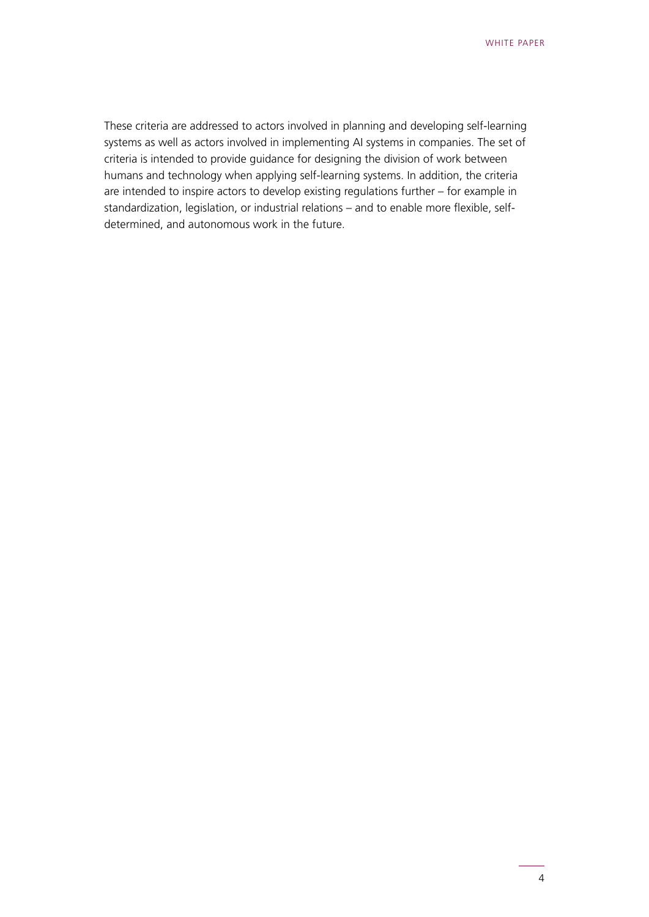These criteria are addressed to actors involved in planning and developing self-learning systems as well as actors involved in implementing AI systems in companies. The set of criteria is intended to provide guidance for designing the division of work between humans and technology when applying self-learning systems. In addition, the criteria are intended to inspire actors to develop existing regulations further – for example in standardization, legislation, or industrial relations – and to enable more flexible, self-determined, and autonomous work in the future.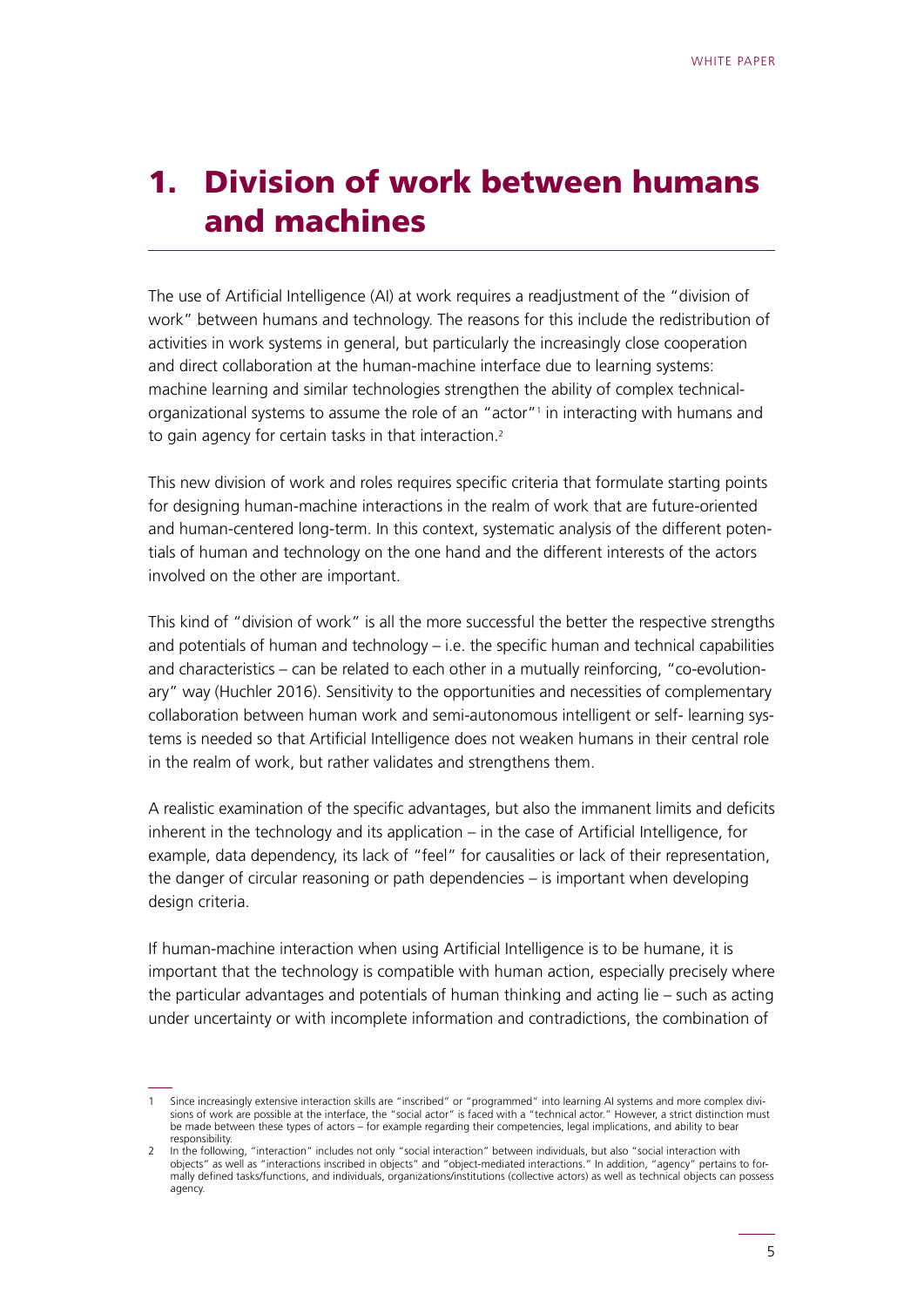# 1. Division of work between humans and machines

The use of Artificial Intelligence (AI) at work requires a readjustment of the "division of work" between humans and technology. The reasons for this include the redistribution of activities in work systems in general, but particularly the increasingly close cooperation and direct collaboration at the human-machine interface due to learning systems: machine learning and similar technologies strengthen the ability of complex technical-organizational systems to assume the role of an "actor"[1] in interacting with humans and to gain agency for certain tasks in that interaction.[2]

This new division of work and roles requires specific criteria that formulate starting points for designing human-machine interactions in the realm of work that are future-oriented and human-centered long-term. In this context, systematic analysis of the different potentials of human and technology on the one hand and the different interests of the actors involved on the other are important.

This kind of "division of work" is all the more successful the better the respective strengths and potentials of human and technology – i.e. the specific human and technical capabilities and characteristics – can be related to each other in a mutually reinforcing, "co-evolutionary" way (Huchler 2016). Sensitivity to the opportunities and necessities of complementary collaboration between human work and semi-autonomous intelligent or self- learning systems is needed so that Artificial Intelligence does not weaken humans in their central role in the realm of work, but rather validates and strengthens them.

A realistic examination of the specific advantages, but also the immanent limits and deficits inherent in the technology and its application – in the case of Artificial Intelligence, for example, data dependency, its lack of "feel" for causalities or lack of their representation, the danger of circular reasoning or path dependencies – is important when developing design criteria.

If human-machine interaction when using Artificial Intelligence is to be humane, it is important that the technology is compatible with human action, especially precisely where the particular advantages and potentials of human thinking and acting lie – such as acting under uncertainty or with incomplete information and contradictions, the combination of

---

1 Since increasingly extensive interaction skills are "inscribed" or "programmed" into learning AI systems and more complex divisions of work are possible at the interface, the "social actor" is faced with a "technical actor." However, a strict distinction must be made between these types of actors – for example regarding their competencies, legal implications, and ability to bear responsibility.

2 In the following, "interaction" includes not only "social interaction" between individuals, but also "social interaction with objects" as well as "interactions inscribed in objects" and "object-mediated interactions." In addition, "agency" pertains to formally defined tasks/functions, and individuals, organizations/institutions (collective actors) as well as technical objects can possess agency.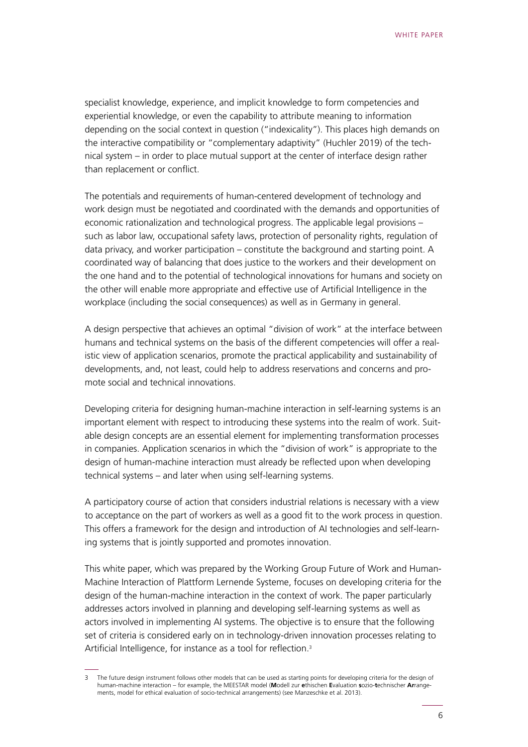specialist knowledge, experience, and implicit knowledge to form competencies and experiential knowledge, or even the capability to attribute meaning to information depending on the social context in question ("indexicality"). This places high demands on the interactive compatibility or "complementary adaptivity" (Huchler 2019) of the technical system – in order to place mutual support at the center of interface design rather than replacement or conflict.

The potentials and requirements of human-centered development of technology and work design must be negotiated and coordinated with the demands and opportunities of economic rationalization and technological progress. The applicable legal provisions – such as labor law, occupational safety laws, protection of personality rights, regulation of data privacy, and worker participation – constitute the background and starting point. A coordinated way of balancing that does justice to the workers and their development on the one hand and to the potential of technological innovations for humans and society on the other will enable more appropriate and effective use of Artificial Intelligence in the workplace (including the social consequences) as well as in Germany in general.

A design perspective that achieves an optimal "division of work" at the interface between humans and technical systems on the basis of the different competencies will offer a realistic view of application scenarios, promote the practical applicability and sustainability of developments, and, not least, could help to address reservations and concerns and promote social and technical innovations.

Developing criteria for designing human-machine interaction in self-learning systems is an important element with respect to introducing these systems into the realm of work. Suitable design concepts are an essential element for implementing transformation processes in companies. Application scenarios in which the "division of work" is appropriate to the design of human-machine interaction must already be reflected upon when developing technical systems – and later when using self-learning systems.

A participatory course of action that considers industrial relations is necessary with a view to acceptance on the part of workers as well as a good fit to the work process in question. This offers a framework for the design and introduction of AI technologies and self-learning systems that is jointly supported and promotes innovation.

This white paper, which was prepared by the Working Group Future of Work and Human-Machine Interaction of Plattform Lernende Systeme, focuses on developing criteria for the design of the human-machine interaction in the context of work. The paper particularly addresses actors involved in planning and developing self-learning systems as well as actors involved in implementing AI systems. The objective is to ensure that the following set of criteria is considered early on in technology-driven innovation processes relating to Artificial Intelligence, for instance as a tool for reflection.[3]

---

3 The future design instrument follows other models that can be used as starting points for developing criteria for the design of human-machine interaction – for example, the MEESTAR model (**M**odell zur **e**thischen **E**valuation **s**ozio-**t**echnischer **Ar**rangements, model for ethical evaluation of socio-technical arrangements) (see Manzeschke et al. 2013).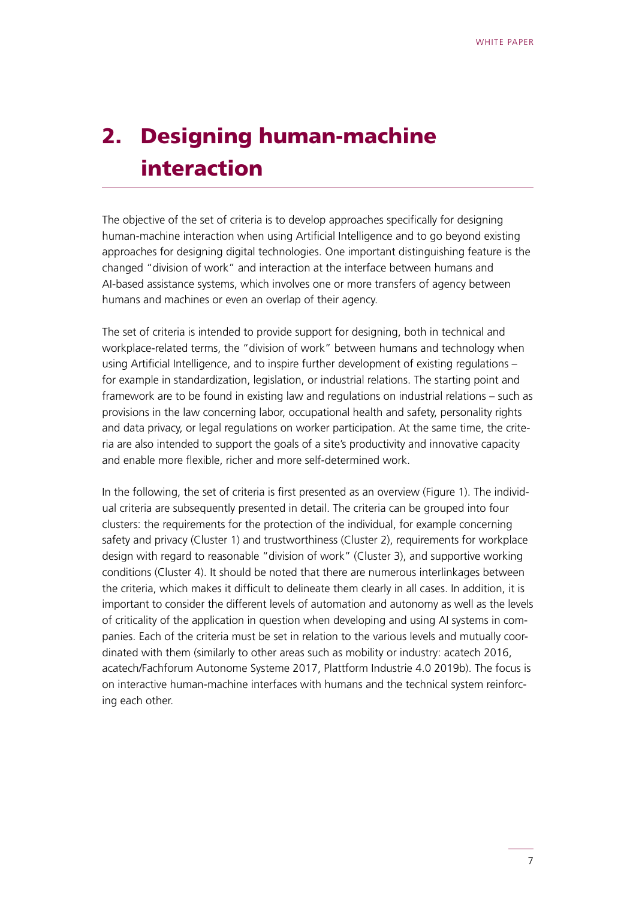# 2. Designing human-machine interaction

The objective of the set of criteria is to develop approaches specifically for designing human-machine interaction when using Artificial Intelligence and to go beyond existing approaches for designing digital technologies. One important distinguishing feature is the changed "division of work" and interaction at the interface between humans and AI-based assistance systems, which involves one or more transfers of agency between humans and machines or even an overlap of their agency.

The set of criteria is intended to provide support for designing, both in technical and workplace-related terms, the "division of work" between humans and technology when using Artificial Intelligence, and to inspire further development of existing regulations – for example in standardization, legislation, or industrial relations. The starting point and framework are to be found in existing law and regulations on industrial relations – such as provisions in the law concerning labor, occupational health and safety, personality rights and data privacy, or legal regulations on worker participation. At the same time, the criteria are also intended to support the goals of a site's productivity and innovative capacity and enable more flexible, richer and more self-determined work.

In the following, the set of criteria is first presented as an overview (Figure 1). The individual criteria are subsequently presented in detail. The criteria can be grouped into four clusters: the requirements for the protection of the individual, for example concerning safety and privacy (Cluster 1) and trustworthiness (Cluster 2), requirements for workplace design with regard to reasonable "division of work" (Cluster 3), and supportive working conditions (Cluster 4). It should be noted that there are numerous interlinkages between the criteria, which makes it difficult to delineate them clearly in all cases. In addition, it is important to consider the different levels of automation and autonomy as well as the levels of criticality of the application in question when developing and using AI systems in companies. Each of the criteria must be set in relation to the various levels and mutually coordinated with them (similarly to other areas such as mobility or industry: acatech 2016, acatech/Fachforum Autonome Systeme 2017, Plattform Industrie 4.0 2019b). The focus is on interactive human-machine interfaces with humans and the technical system reinforcing each other.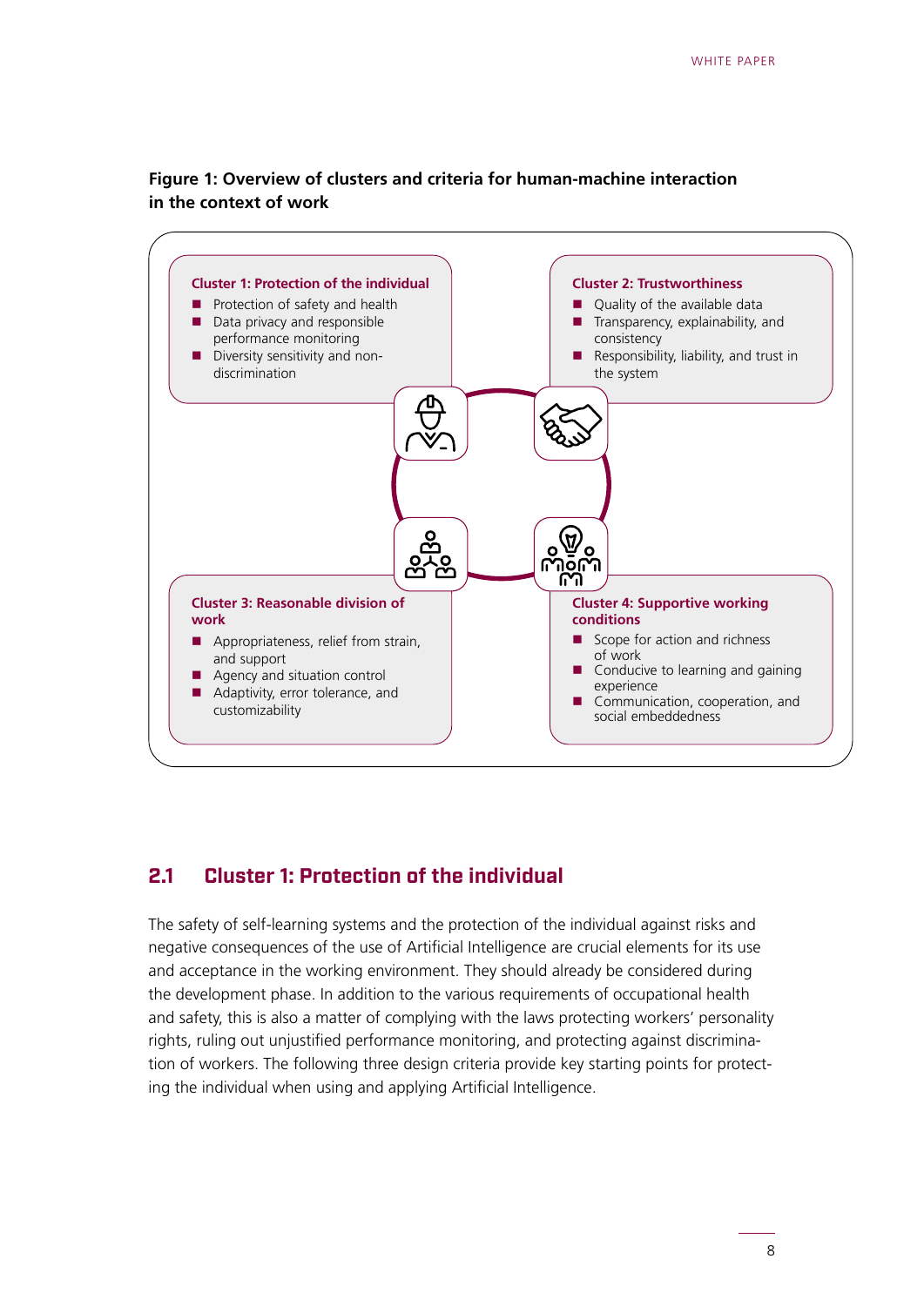**Figure 1: Overview of clusters and criteria for human-machine interaction in the context of work**

**Cluster 1: Protection of the individual**

- Protection of safety and health
- Data privacy and responsible performance monitoring
- Diversity sensitivity and non-discrimination

**Cluster 2: Trustworthiness**

- Quality of the available data
- Transparency, explainability, and consistency
- Responsibility, liability, and trust in the system

**Cluster 3: Reasonable division of work**

- Appropriateness, relief from strain, and support
- Agency and situation control
- Adaptivity, error tolerance, and customizability

**Cluster 4: Supportive working conditions**

- Scope for action and richness of work
- Conducive to learning and gaining experience
- Communication, cooperation, and social embeddedness

## 2.1 Cluster 1: Protection of the individual

The safety of self-learning systems and the protection of the individual against risks and negative consequences of the use of Artificial Intelligence are crucial elements for its use and acceptance in the working environment. They should already be considered during the development phase. In addition to the various requirements of occupational health and safety, this is also a matter of complying with the laws protecting workers' personality rights, ruling out unjustified performance monitoring, and protecting against discrimination of workers. The following three design criteria provide key starting points for protecting the individual when using and applying Artificial Intelligence.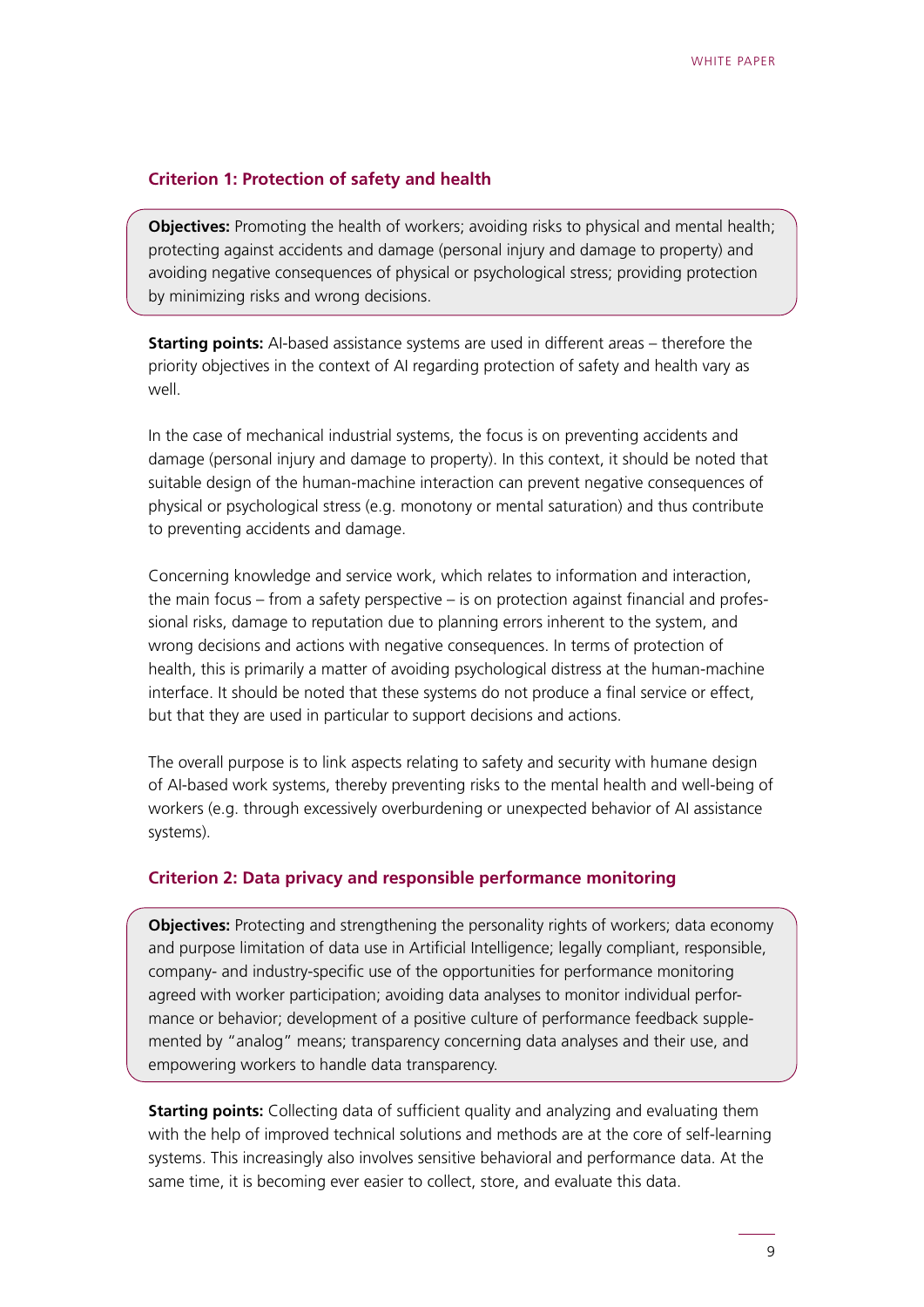### Criterion 1: Protection of safety and health

**Objectives:** Promoting the health of workers; avoiding risks to physical and mental health; protecting against accidents and damage (personal injury and damage to property) and avoiding negative consequences of physical or psychological stress; providing protection by minimizing risks and wrong decisions.

**Starting points:** AI-based assistance systems are used in different areas – therefore the priority objectives in the context of AI regarding protection of safety and health vary as well.

In the case of mechanical industrial systems, the focus is on preventing accidents and damage (personal injury and damage to property). In this context, it should be noted that suitable design of the human-machine interaction can prevent negative consequences of physical or psychological stress (e.g. monotony or mental saturation) and thus contribute to preventing accidents and damage.

Concerning knowledge and service work, which relates to information and interaction, the main focus – from a safety perspective – is on protection against financial and professional risks, damage to reputation due to planning errors inherent to the system, and wrong decisions and actions with negative consequences. In terms of protection of health, this is primarily a matter of avoiding psychological distress at the human-machine interface. It should be noted that these systems do not produce a final service or effect, but that they are used in particular to support decisions and actions.

The overall purpose is to link aspects relating to safety and security with humane design of AI-based work systems, thereby preventing risks to the mental health and well-being of workers (e.g. through excessively overburdening or unexpected behavior of AI assistance systems).

### Criterion 2: Data privacy and responsible performance monitoring

**Objectives:** Protecting and strengthening the personality rights of workers; data economy and purpose limitation of data use in Artificial Intelligence; legally compliant, responsible, company- and industry-specific use of the opportunities for performance monitoring agreed with worker participation; avoiding data analyses to monitor individual performance or behavior; development of a positive culture of performance feedback supplemented by "analog" means; transparency concerning data analyses and their use, and empowering workers to handle data transparency.

**Starting points:** Collecting data of sufficient quality and analyzing and evaluating them with the help of improved technical solutions and methods are at the core of self-learning systems. This increasingly also involves sensitive behavioral and performance data. At the same time, it is becoming ever easier to collect, store, and evaluate this data.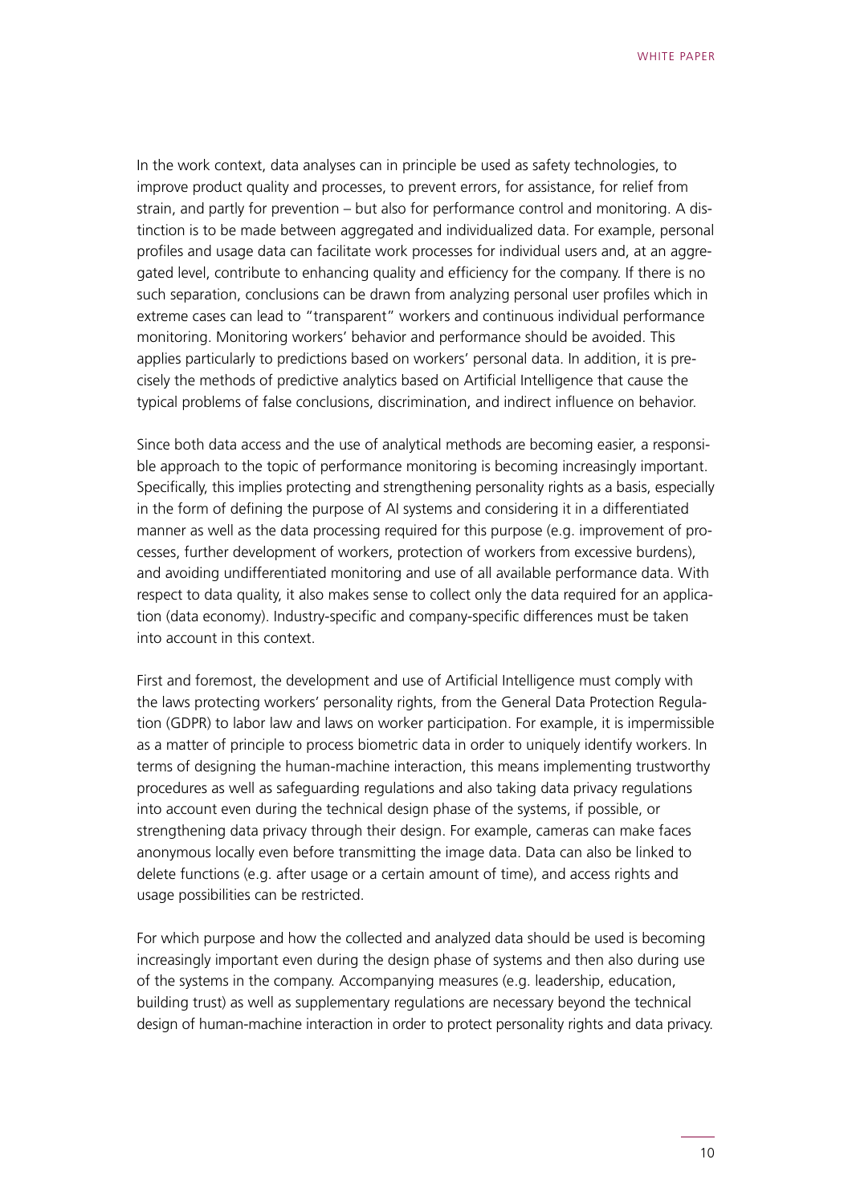In the work context, data analyses can in principle be used as safety technologies, to improve product quality and processes, to prevent errors, for assistance, for relief from strain, and partly for prevention – but also for performance control and monitoring. A distinction is to be made between aggregated and individualized data. For example, personal profiles and usage data can facilitate work processes for individual users and, at an aggregated level, contribute to enhancing quality and efficiency for the company. If there is no such separation, conclusions can be drawn from analyzing personal user profiles which in extreme cases can lead to "transparent" workers and continuous individual performance monitoring. Monitoring workers' behavior and performance should be avoided. This applies particularly to predictions based on workers' personal data. In addition, it is precisely the methods of predictive analytics based on Artificial Intelligence that cause the typical problems of false conclusions, discrimination, and indirect influence on behavior.

Since both data access and the use of analytical methods are becoming easier, a responsible approach to the topic of performance monitoring is becoming increasingly important. Specifically, this implies protecting and strengthening personality rights as a basis, especially in the form of defining the purpose of AI systems and considering it in a differentiated manner as well as the data processing required for this purpose (e.g. improvement of processes, further development of workers, protection of workers from excessive burdens), and avoiding undifferentiated monitoring and use of all available performance data. With respect to data quality, it also makes sense to collect only the data required for an application (data economy). Industry-specific and company-specific differences must be taken into account in this context.

First and foremost, the development and use of Artificial Intelligence must comply with the laws protecting workers' personality rights, from the General Data Protection Regulation (GDPR) to labor law and laws on worker participation. For example, it is impermissible as a matter of principle to process biometric data in order to uniquely identify workers. In terms of designing the human-machine interaction, this means implementing trustworthy procedures as well as safeguarding regulations and also taking data privacy regulations into account even during the technical design phase of the systems, if possible, or strengthening data privacy through their design. For example, cameras can make faces anonymous locally even before transmitting the image data. Data can also be linked to delete functions (e.g. after usage or a certain amount of time), and access rights and usage possibilities can be restricted.

For which purpose and how the collected and analyzed data should be used is becoming increasingly important even during the design phase of systems and then also during use of the systems in the company. Accompanying measures (e.g. leadership, education, building trust) as well as supplementary regulations are necessary beyond the technical design of human-machine interaction in order to protect personality rights and data privacy.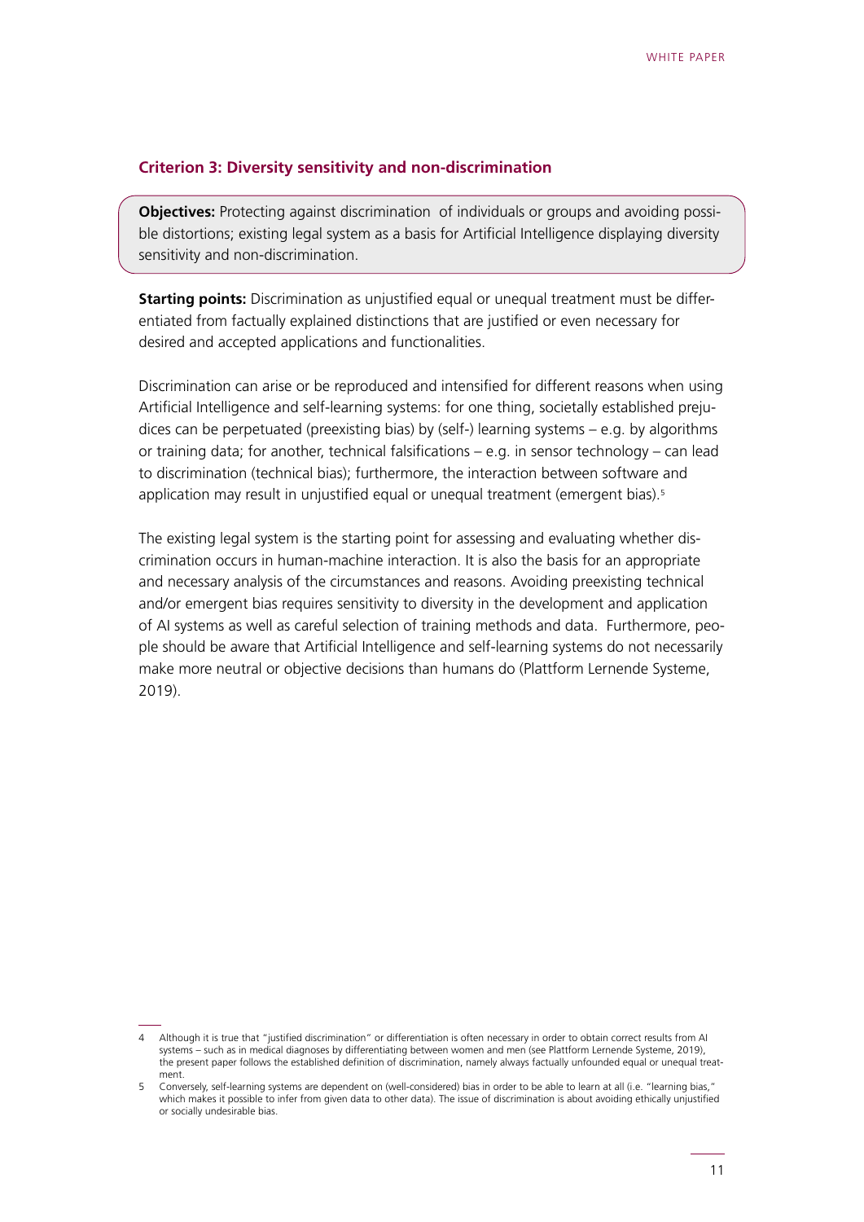### Criterion 3: Diversity sensitivity and non-discrimination

**Objectives:** Protecting against discrimination of individuals or groups and avoiding possible distortions; existing legal system as a basis for Artificial Intelligence displaying diversity sensitivity and non-discrimination.

**Starting points:** Discrimination as unjustified equal or unequal treatment must be differentiated from factually explained distinctions that are justified or even necessary for desired and accepted applications and functionalities.

Discrimination can arise or be reproduced and intensified for different reasons when using Artificial Intelligence and self-learning systems: for one thing, societally established prejudices can be perpetuated (preexisting bias) by (self-) learning systems – e.g. by algorithms or training data; for another, technical falsifications – e.g. in sensor technology – can lead to discrimination (technical bias); furthermore, the interaction between software and application may result in unjustified equal or unequal treatment (emergent bias).[5]

The existing legal system is the starting point for assessing and evaluating whether discrimination occurs in human-machine interaction. It is also the basis for an appropriate and necessary analysis of the circumstances and reasons. Avoiding preexisting technical and/or emergent bias requires sensitivity to diversity in the development and application of AI systems as well as careful selection of training methods and data. Furthermore, people should be aware that Artificial Intelligence and self-learning systems do not necessarily make more neutral or objective decisions than humans do (Plattform Lernende Systeme, 2019).

---

4 Although it is true that "justified discrimination" or differentiation is often necessary in order to obtain correct results from AI systems – such as in medical diagnoses by differentiating between women and men (see Plattform Lernende Systeme, 2019), the present paper follows the established definition of discrimination, namely always factually unfounded equal or unequal treatment.

5 Conversely, self-learning systems are dependent on (well-considered) bias in order to be able to learn at all (i.e. "learning bias," which makes it possible to infer from given data to other data). The issue of discrimination is about avoiding ethically unjustified or socially undesirable bias.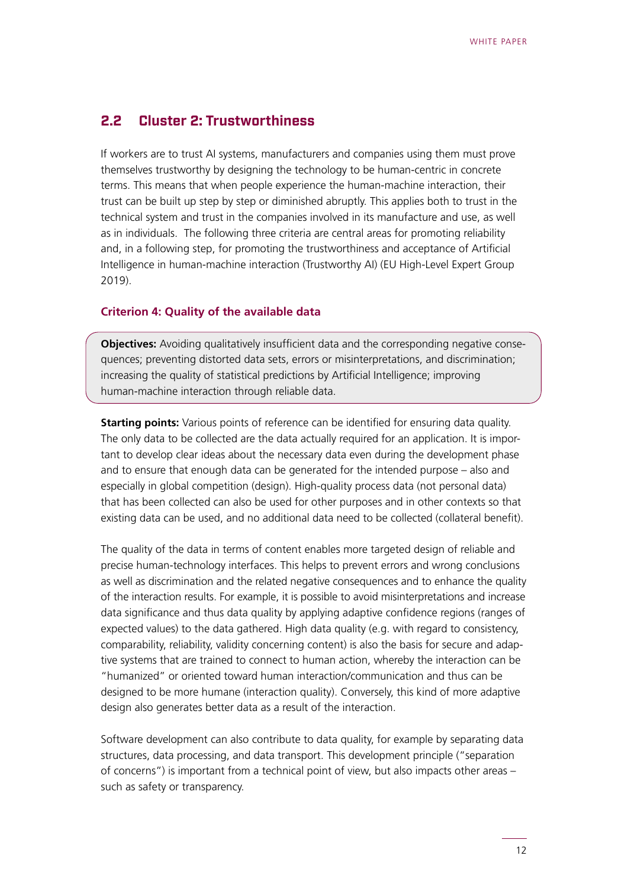## 2.2 Cluster 2: Trustworthiness

If workers are to trust AI systems, manufacturers and companies using them must prove themselves trustworthy by designing the technology to be human-centric in concrete terms. This means that when people experience the human-machine interaction, their trust can be built up step by step or diminished abruptly. This applies both to trust in the technical system and trust in the companies involved in its manufacture and use, as well as in individuals. The following three criteria are central areas for promoting reliability and, in a following step, for promoting the trustworthiness and acceptance of Artificial Intelligence in human-machine interaction (Trustworthy AI) (EU High-Level Expert Group 2019).

### Criterion 4: Quality of the available data

**Objectives:** Avoiding qualitatively insufficient data and the corresponding negative consequences; preventing distorted data sets, errors or misinterpretations, and discrimination; increasing the quality of statistical predictions by Artificial Intelligence; improving human-machine interaction through reliable data.

**Starting points:** Various points of reference can be identified for ensuring data quality. The only data to be collected are the data actually required for an application. It is important to develop clear ideas about the necessary data even during the development phase and to ensure that enough data can be generated for the intended purpose – also and especially in global competition (design). High-quality process data (not personal data) that has been collected can also be used for other purposes and in other contexts so that existing data can be used, and no additional data need to be collected (collateral benefit).

The quality of the data in terms of content enables more targeted design of reliable and precise human-technology interfaces. This helps to prevent errors and wrong conclusions as well as discrimination and the related negative consequences and to enhance the quality of the interaction results. For example, it is possible to avoid misinterpretations and increase data significance and thus data quality by applying adaptive confidence regions (ranges of expected values) to the data gathered. High data quality (e.g. with regard to consistency, comparability, reliability, validity concerning content) is also the basis for secure and adaptive systems that are trained to connect to human action, whereby the interaction can be "humanized" or oriented toward human interaction/communication and thus can be designed to be more humane (interaction quality). Conversely, this kind of more adaptive design also generates better data as a result of the interaction.

Software development can also contribute to data quality, for example by separating data structures, data processing, and data transport. This development principle ("separation of concerns") is important from a technical point of view, but also impacts other areas – such as safety or transparency.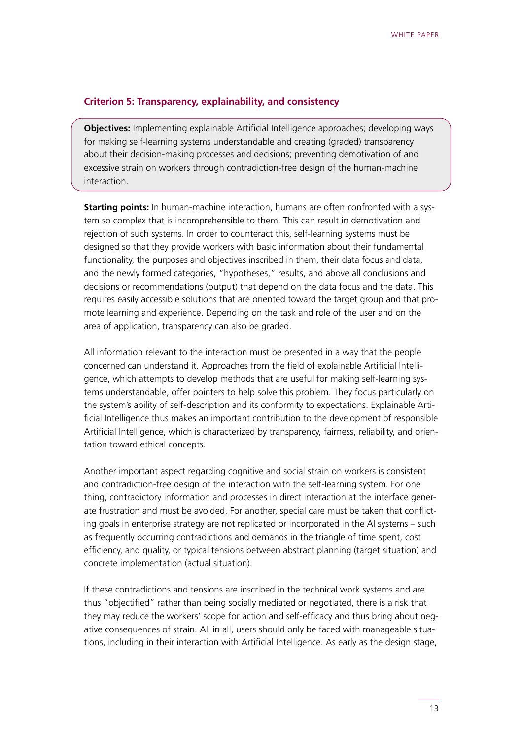### Criterion 5: Transparency, explainability, and consistency

**Objectives:** Implementing explainable Artificial Intelligence approaches; developing ways for making self-learning systems understandable and creating (graded) transparency about their decision-making processes and decisions; preventing demotivation of and excessive strain on workers through contradiction-free design of the human-machine interaction.

**Starting points:** In human-machine interaction, humans are often confronted with a system so complex that is incomprehensible to them. This can result in demotivation and rejection of such systems. In order to counteract this, self-learning systems must be designed so that they provide workers with basic information about their fundamental functionality, the purposes and objectives inscribed in them, their data focus and data, and the newly formed categories, "hypotheses," results, and above all conclusions and decisions or recommendations (output) that depend on the data focus and the data. This requires easily accessible solutions that are oriented toward the target group and that promote learning and experience. Depending on the task and role of the user and on the area of application, transparency can also be graded.

All information relevant to the interaction must be presented in a way that the people concerned can understand it. Approaches from the field of explainable Artificial Intelligence, which attempts to develop methods that are useful for making self-learning systems understandable, offer pointers to help solve this problem. They focus particularly on the system's ability of self-description and its conformity to expectations. Explainable Artificial Intelligence thus makes an important contribution to the development of responsible Artificial Intelligence, which is characterized by transparency, fairness, reliability, and orientation toward ethical concepts.

Another important aspect regarding cognitive and social strain on workers is consistent and contradiction-free design of the interaction with the self-learning system. For one thing, contradictory information and processes in direct interaction at the interface generate frustration and must be avoided. For another, special care must be taken that conflicting goals in enterprise strategy are not replicated or incorporated in the AI systems – such as frequently occurring contradictions and demands in the triangle of time spent, cost efficiency, and quality, or typical tensions between abstract planning (target situation) and concrete implementation (actual situation).

If these contradictions and tensions are inscribed in the technical work systems and are thus "objectified" rather than being socially mediated or negotiated, there is a risk that they may reduce the workers' scope for action and self-efficacy and thus bring about negative consequences of strain. All in all, users should only be faced with manageable situations, including in their interaction with Artificial Intelligence. As early as the design stage,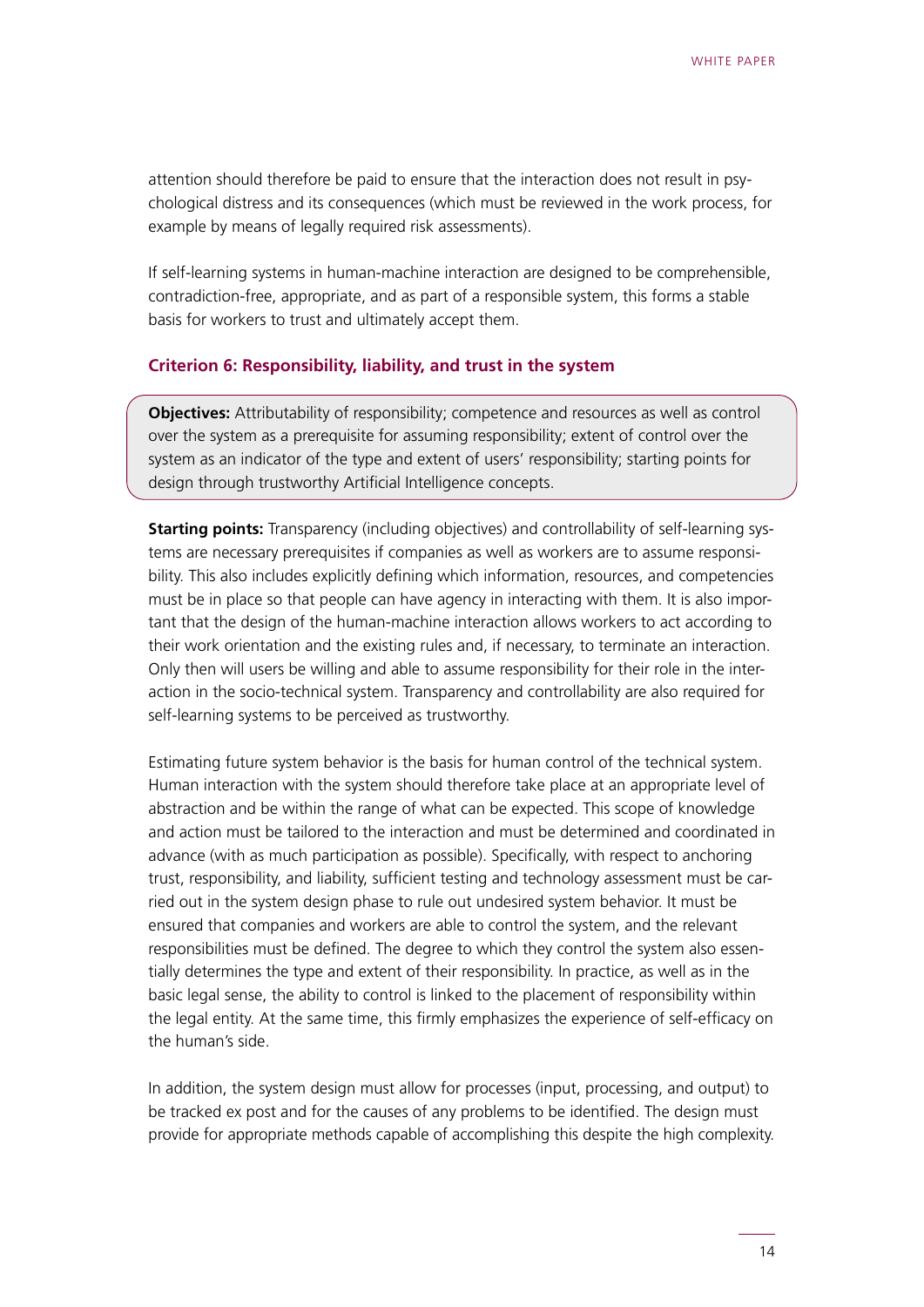attention should therefore be paid to ensure that the interaction does not result in psychological distress and its consequences (which must be reviewed in the work process, for example by means of legally required risk assessments).

If self-learning systems in human-machine interaction are designed to be comprehensible, contradiction-free, appropriate, and as part of a responsible system, this forms a stable basis for workers to trust and ultimately accept them.

### Criterion 6: Responsibility, liability, and trust in the system

**Objectives:** Attributability of responsibility; competence and resources as well as control over the system as a prerequisite for assuming responsibility; extent of control over the system as an indicator of the type and extent of users' responsibility; starting points for design through trustworthy Artificial Intelligence concepts.

**Starting points:** Transparency (including objectives) and controllability of self-learning systems are necessary prerequisites if companies as well as workers are to assume responsibility. This also includes explicitly defining which information, resources, and competencies must be in place so that people can have agency in interacting with them. It is also important that the design of the human-machine interaction allows workers to act according to their work orientation and the existing rules and, if necessary, to terminate an interaction. Only then will users be willing and able to assume responsibility for their role in the interaction in the socio-technical system. Transparency and controllability are also required for self-learning systems to be perceived as trustworthy.

Estimating future system behavior is the basis for human control of the technical system. Human interaction with the system should therefore take place at an appropriate level of abstraction and be within the range of what can be expected. This scope of knowledge and action must be tailored to the interaction and must be determined and coordinated in advance (with as much participation as possible). Specifically, with respect to anchoring trust, responsibility, and liability, sufficient testing and technology assessment must be carried out in the system design phase to rule out undesired system behavior. It must be ensured that companies and workers are able to control the system, and the relevant responsibilities must be defined. The degree to which they control the system also essentially determines the type and extent of their responsibility. In practice, as well as in the basic legal sense, the ability to control is linked to the placement of responsibility within the legal entity. At the same time, this firmly emphasizes the experience of self-efficacy on the human's side.

In addition, the system design must allow for processes (input, processing, and output) to be tracked ex post and for the causes of any problems to be identified. The design must provide for appropriate methods capable of accomplishing this despite the high complexity.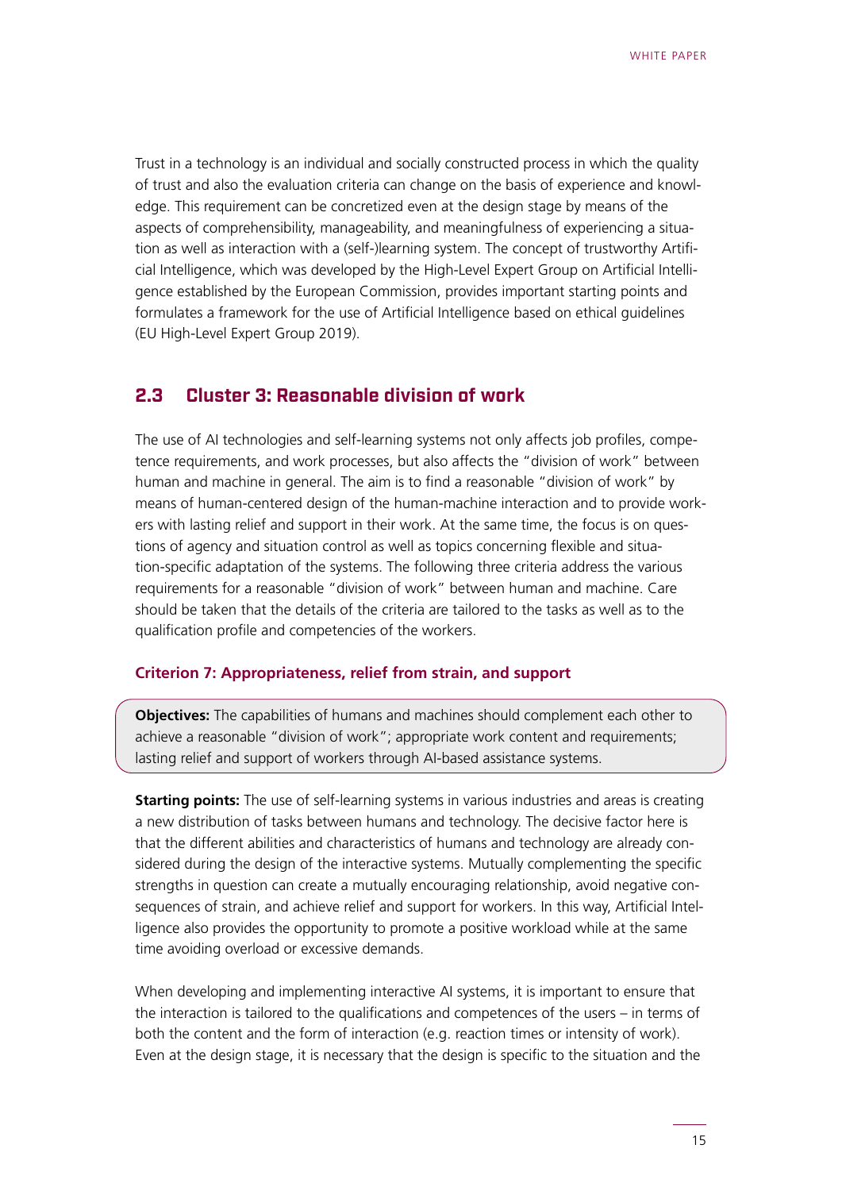Trust in a technology is an individual and socially constructed process in which the quality of trust and also the evaluation criteria can change on the basis of experience and knowledge. This requirement can be concretized even at the design stage by means of the aspects of comprehensibility, manageability, and meaningfulness of experiencing a situation as well as interaction with a (self-)learning system. The concept of trustworthy Artificial Intelligence, which was developed by the High-Level Expert Group on Artificial Intelligence established by the European Commission, provides important starting points and formulates a framework for the use of Artificial Intelligence based on ethical guidelines (EU High-Level Expert Group 2019).

## 2.3 Cluster 3: Reasonable division of work

The use of AI technologies and self-learning systems not only affects job profiles, competence requirements, and work processes, but also affects the "division of work" between human and machine in general. The aim is to find a reasonable "division of work" by means of human-centered design of the human-machine interaction and to provide workers with lasting relief and support in their work. At the same time, the focus is on questions of agency and situation control as well as topics concerning flexible and situation-specific adaptation of the systems. The following three criteria address the various requirements for a reasonable "division of work" between human and machine. Care should be taken that the details of the criteria are tailored to the tasks as well as to the qualification profile and competencies of the workers.

### Criterion 7: Appropriateness, relief from strain, and support

**Objectives:** The capabilities of humans and machines should complement each other to achieve a reasonable "division of work"; appropriate work content and requirements; lasting relief and support of workers through AI-based assistance systems.

**Starting points:** The use of self-learning systems in various industries and areas is creating a new distribution of tasks between humans and technology. The decisive factor here is that the different abilities and characteristics of humans and technology are already considered during the design of the interactive systems. Mutually complementing the specific strengths in question can create a mutually encouraging relationship, avoid negative consequences of strain, and achieve relief and support for workers. In this way, Artificial Intelligence also provides the opportunity to promote a positive workload while at the same time avoiding overload or excessive demands.

When developing and implementing interactive AI systems, it is important to ensure that the interaction is tailored to the qualifications and competences of the users – in terms of both the content and the form of interaction (e.g. reaction times or intensity of work). Even at the design stage, it is necessary that the design is specific to the situation and the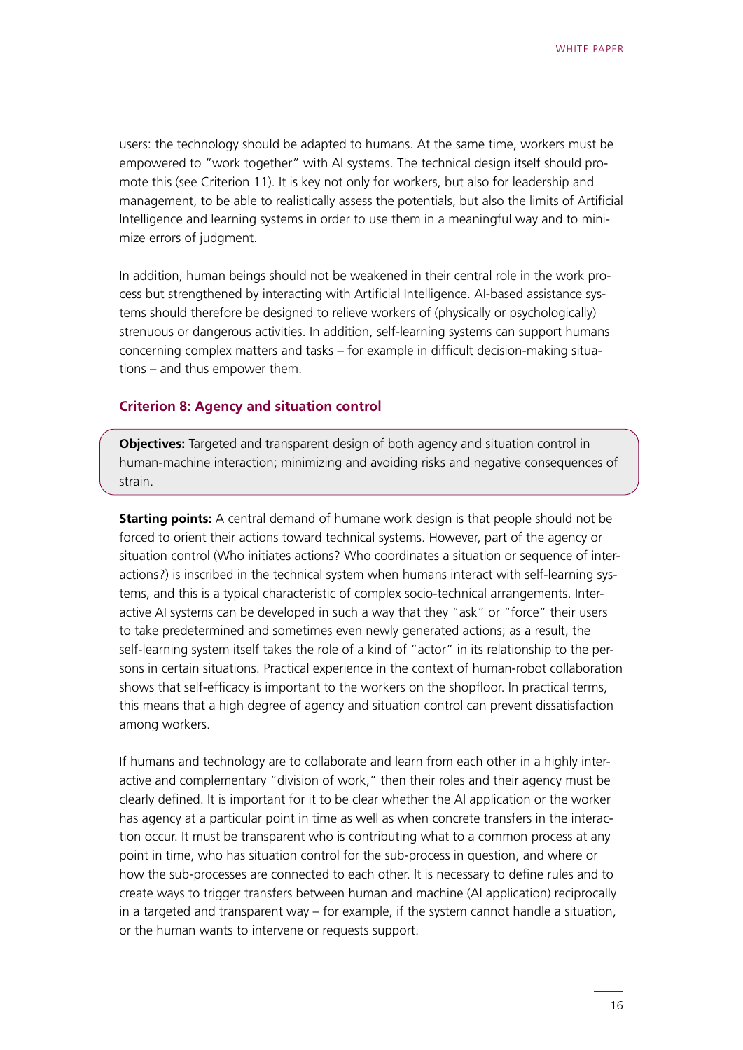users: the technology should be adapted to humans. At the same time, workers must be empowered to "work together" with AI systems. The technical design itself should promote this (see Criterion 11). It is key not only for workers, but also for leadership and management, to be able to realistically assess the potentials, but also the limits of Artificial Intelligence and learning systems in order to use them in a meaningful way and to minimize errors of judgment.

In addition, human beings should not be weakened in their central role in the work process but strengthened by interacting with Artificial Intelligence. AI-based assistance systems should therefore be designed to relieve workers of (physically or psychologically) strenuous or dangerous activities. In addition, self-learning systems can support humans concerning complex matters and tasks – for example in difficult decision-making situations – and thus empower them.

### Criterion 8: Agency and situation control

**Objectives:** Targeted and transparent design of both agency and situation control in human-machine interaction; minimizing and avoiding risks and negative consequences of strain.

**Starting points:** A central demand of humane work design is that people should not be forced to orient their actions toward technical systems. However, part of the agency or situation control (Who initiates actions? Who coordinates a situation or sequence of interactions?) is inscribed in the technical system when humans interact with self-learning systems, and this is a typical characteristic of complex socio-technical arrangements. Interactive AI systems can be developed in such a way that they "ask" or "force" their users to take predetermined and sometimes even newly generated actions; as a result, the self-learning system itself takes the role of a kind of "actor" in its relationship to the persons in certain situations. Practical experience in the context of human-robot collaboration shows that self-efficacy is important to the workers on the shopfloor. In practical terms, this means that a high degree of agency and situation control can prevent dissatisfaction among workers.

If humans and technology are to collaborate and learn from each other in a highly interactive and complementary "division of work," then their roles and their agency must be clearly defined. It is important for it to be clear whether the AI application or the worker has agency at a particular point in time as well as when concrete transfers in the interaction occur. It must be transparent who is contributing what to a common process at any point in time, who has situation control for the sub-process in question, and where or how the sub-processes are connected to each other. It is necessary to define rules and to create ways to trigger transfers between human and machine (AI application) reciprocally in a targeted and transparent way – for example, if the system cannot handle a situation, or the human wants to intervene or requests support.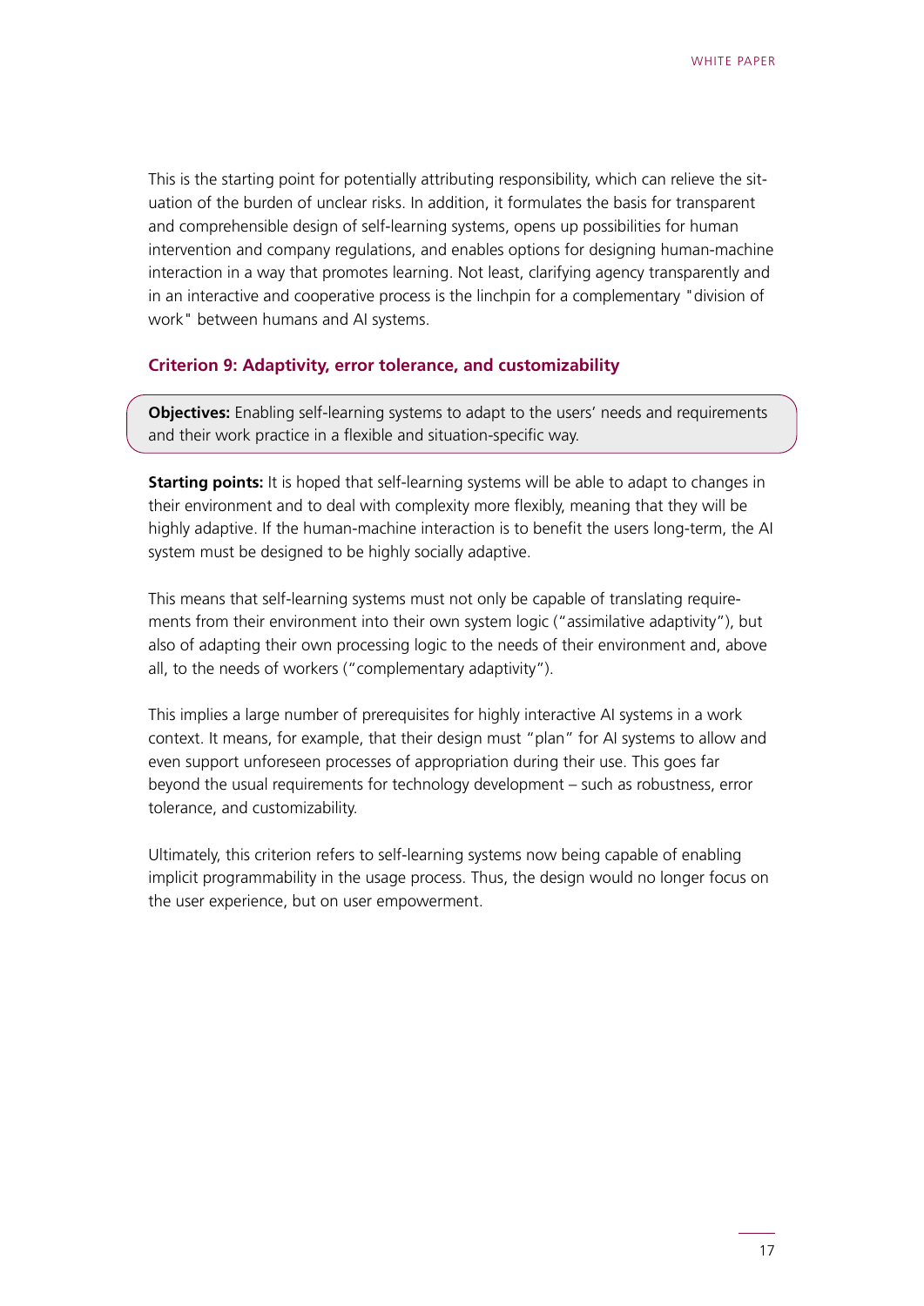This is the starting point for potentially attributing responsibility, which can relieve the situation of the burden of unclear risks. In addition, it formulates the basis for transparent and comprehensible design of self-learning systems, opens up possibilities for human intervention and company regulations, and enables options for designing human-machine interaction in a way that promotes learning. Not least, clarifying agency transparently and in an interactive and cooperative process is the linchpin for a complementary "division of work" between humans and AI systems.

### Criterion 9: Adaptivity, error tolerance, and customizability

**Objectives:** Enabling self-learning systems to adapt to the users' needs and requirements and their work practice in a flexible and situation-specific way.

**Starting points:** It is hoped that self-learning systems will be able to adapt to changes in their environment and to deal with complexity more flexibly, meaning that they will be highly adaptive. If the human-machine interaction is to benefit the users long-term, the AI system must be designed to be highly socially adaptive.

This means that self-learning systems must not only be capable of translating requirements from their environment into their own system logic ("assimilative adaptivity"), but also of adapting their own processing logic to the needs of their environment and, above all, to the needs of workers ("complementary adaptivity").

This implies a large number of prerequisites for highly interactive AI systems in a work context. It means, for example, that their design must "plan" for AI systems to allow and even support unforeseen processes of appropriation during their use. This goes far beyond the usual requirements for technology development – such as robustness, error tolerance, and customizability.

Ultimately, this criterion refers to self-learning systems now being capable of enabling implicit programmability in the usage process. Thus, the design would no longer focus on the user experience, but on user empowerment.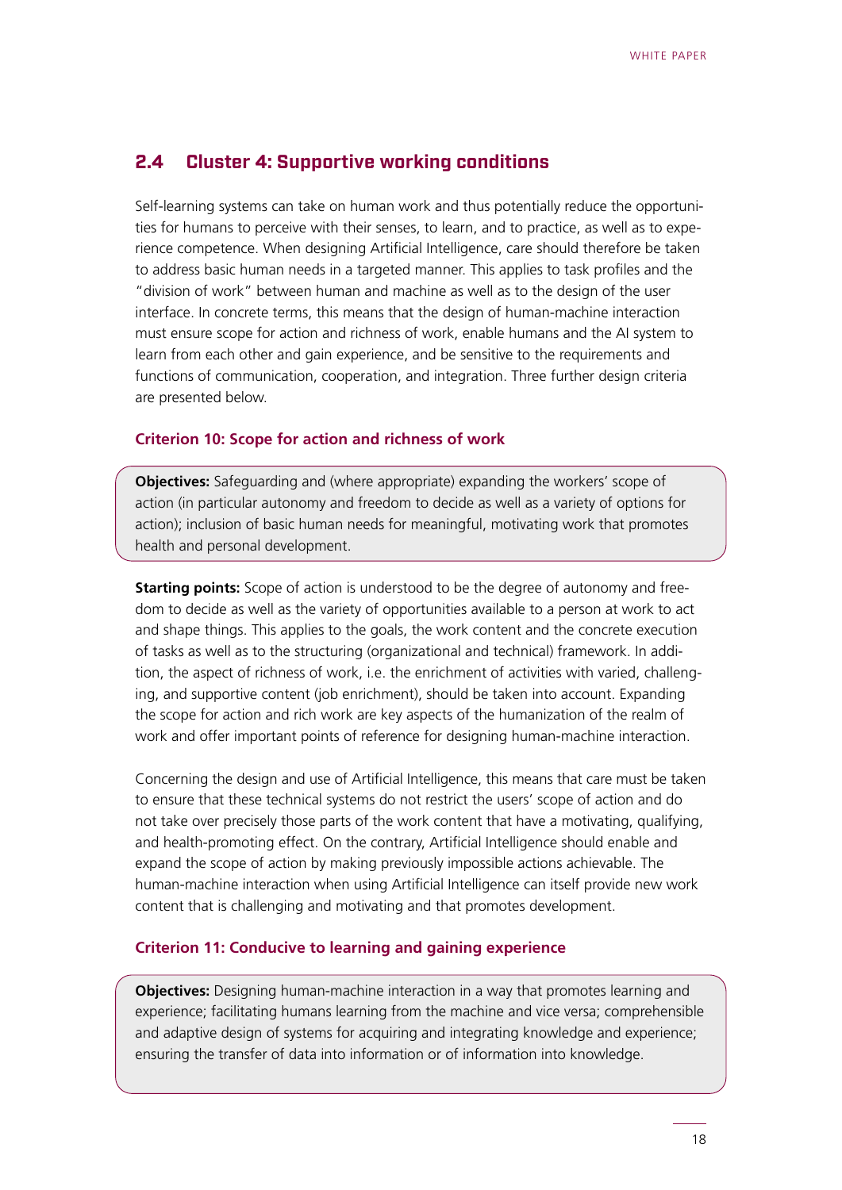## 2.4 Cluster 4: Supportive working conditions

Self-learning systems can take on human work and thus potentially reduce the opportunities for humans to perceive with their senses, to learn, and to practice, as well as to experience competence. When designing Artificial Intelligence, care should therefore be taken to address basic human needs in a targeted manner. This applies to task profiles and the "division of work" between human and machine as well as to the design of the user interface. In concrete terms, this means that the design of human-machine interaction must ensure scope for action and richness of work, enable humans and the AI system to learn from each other and gain experience, and be sensitive to the requirements and functions of communication, cooperation, and integration. Three further design criteria are presented below.

### Criterion 10: Scope for action and richness of work

**Objectives:** Safeguarding and (where appropriate) expanding the workers' scope of action (in particular autonomy and freedom to decide as well as a variety of options for action); inclusion of basic human needs for meaningful, motivating work that promotes health and personal development.

**Starting points:** Scope of action is understood to be the degree of autonomy and freedom to decide as well as the variety of opportunities available to a person at work to act and shape things. This applies to the goals, the work content and the concrete execution of tasks as well as to the structuring (organizational and technical) framework. In addition, the aspect of richness of work, i.e. the enrichment of activities with varied, challenging, and supportive content (job enrichment), should be taken into account. Expanding the scope for action and rich work are key aspects of the humanization of the realm of work and offer important points of reference for designing human-machine interaction.

Concerning the design and use of Artificial Intelligence, this means that care must be taken to ensure that these technical systems do not restrict the users' scope of action and do not take over precisely those parts of the work content that have a motivating, qualifying, and health-promoting effect. On the contrary, Artificial Intelligence should enable and expand the scope of action by making previously impossible actions achievable. The human-machine interaction when using Artificial Intelligence can itself provide new work content that is challenging and motivating and that promotes development.

### Criterion 11: Conducive to learning and gaining experience

**Objectives:** Designing human-machine interaction in a way that promotes learning and experience; facilitating humans learning from the machine and vice versa; comprehensible and adaptive design of systems for acquiring and integrating knowledge and experience; ensuring the transfer of data into information or of information into knowledge.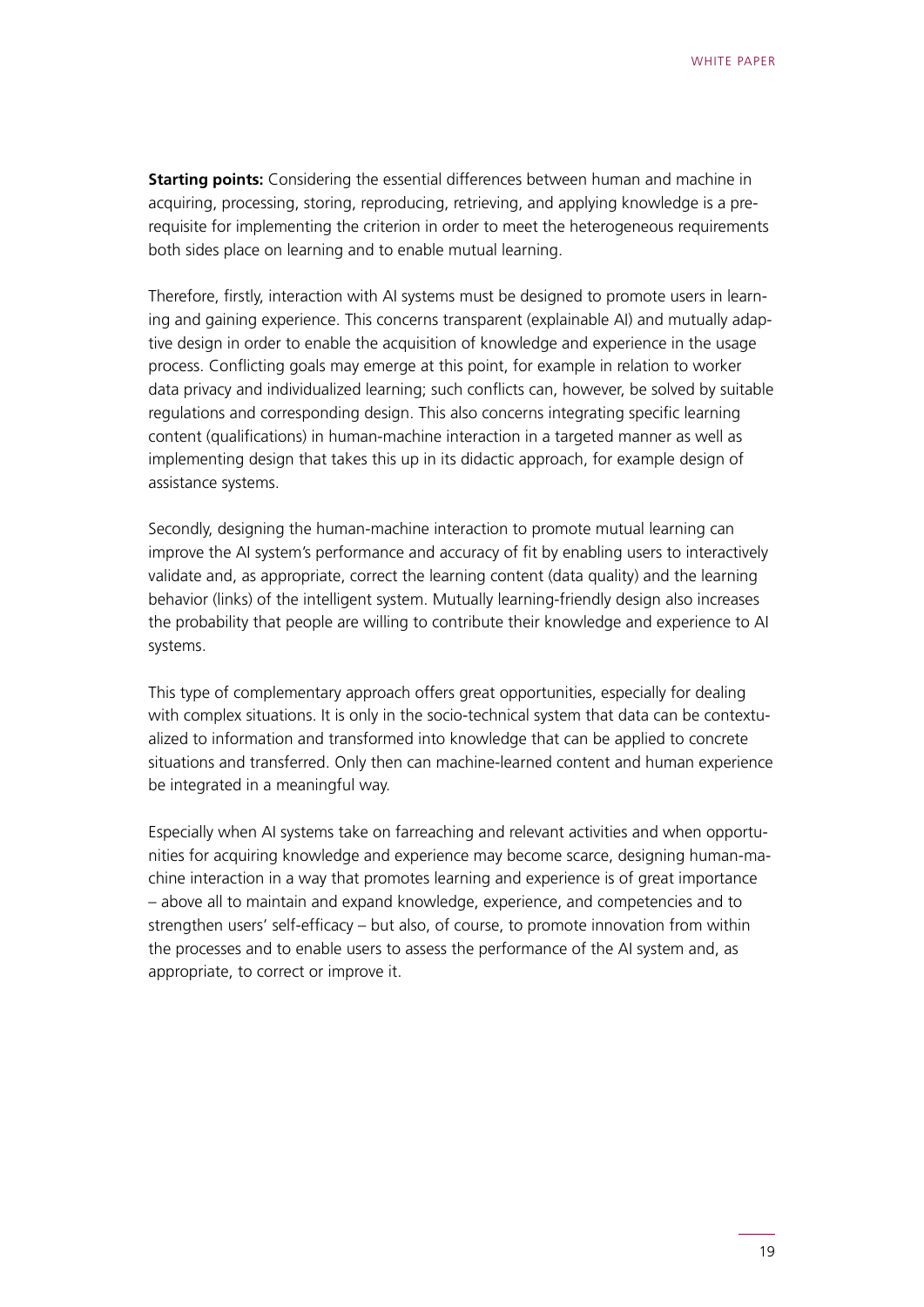**Starting points:** Considering the essential differences between human and machine in acquiring, processing, storing, reproducing, retrieving, and applying knowledge is a prerequisite for implementing the criterion in order to meet the heterogeneous requirements both sides place on learning and to enable mutual learning.

Therefore, firstly, interaction with AI systems must be designed to promote users in learning and gaining experience. This concerns transparent (explainable AI) and mutually adaptive design in order to enable the acquisition of knowledge and experience in the usage process. Conflicting goals may emerge at this point, for example in relation to worker data privacy and individualized learning; such conflicts can, however, be solved by suitable regulations and corresponding design. This also concerns integrating specific learning content (qualifications) in human-machine interaction in a targeted manner as well as implementing design that takes this up in its didactic approach, for example design of assistance systems.

Secondly, designing the human-machine interaction to promote mutual learning can improve the AI system's performance and accuracy of fit by enabling users to interactively validate and, as appropriate, correct the learning content (data quality) and the learning behavior (links) of the intelligent system. Mutually learning-friendly design also increases the probability that people are willing to contribute their knowledge and experience to AI systems.

This type of complementary approach offers great opportunities, especially for dealing with complex situations. It is only in the socio-technical system that data can be contextualized to information and transformed into knowledge that can be applied to concrete situations and transferred. Only then can machine-learned content and human experience be integrated in a meaningful way.

Especially when AI systems take on farreaching and relevant activities and when opportunities for acquiring knowledge and experience may become scarce, designing human-machine interaction in a way that promotes learning and experience is of great importance – above all to maintain and expand knowledge, experience, and competencies and to strengthen users' self-efficacy – but also, of course, to promote innovation from within the processes and to enable users to assess the performance of the AI system and, as appropriate, to correct or improve it.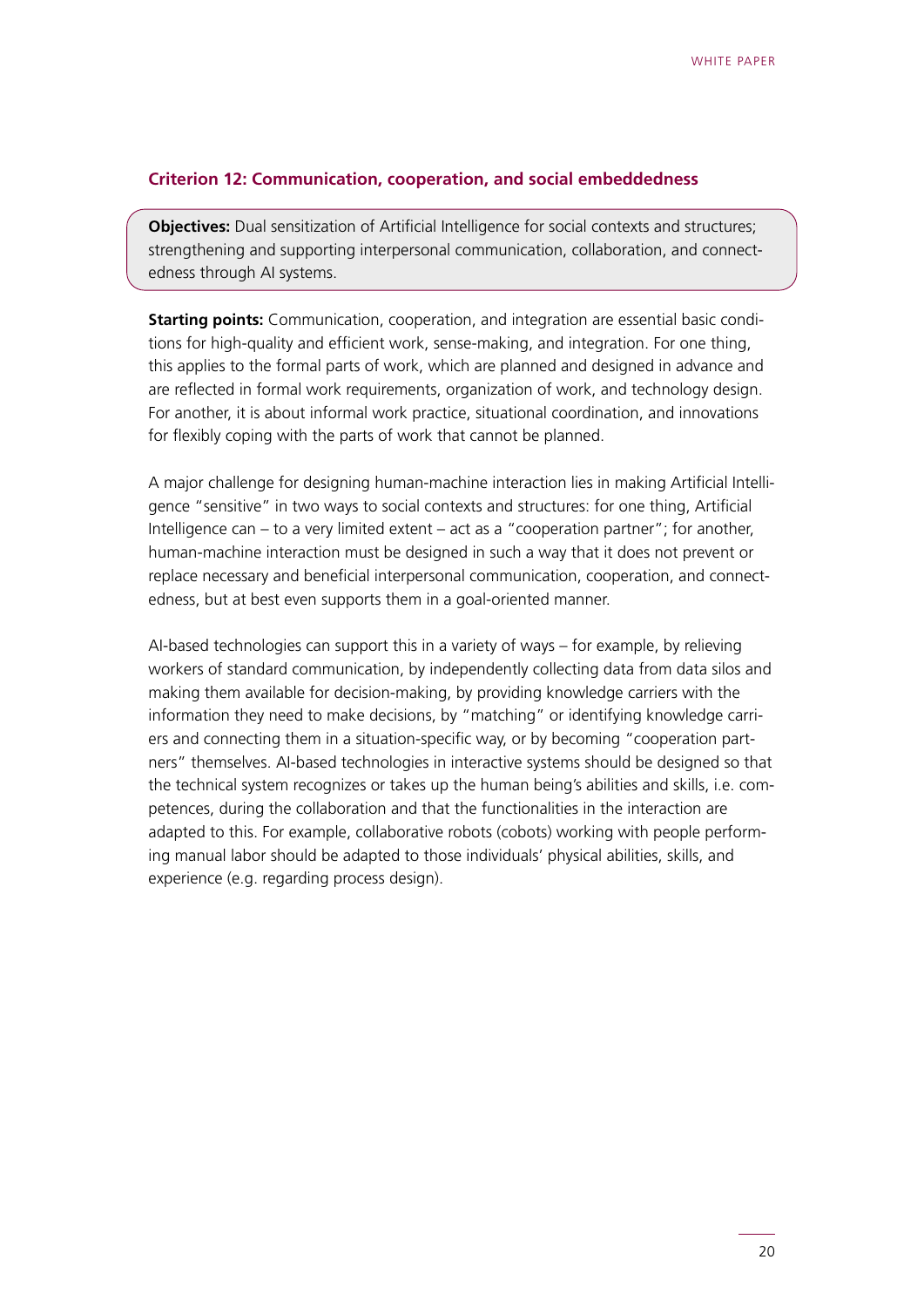### Criterion 12: Communication, cooperation, and social embeddedness

**Objectives:** Dual sensitization of Artificial Intelligence for social contexts and structures; strengthening and supporting interpersonal communication, collaboration, and connectedness through AI systems.

**Starting points:** Communication, cooperation, and integration are essential basic conditions for high-quality and efficient work, sense-making, and integration. For one thing, this applies to the formal parts of work, which are planned and designed in advance and are reflected in formal work requirements, organization of work, and technology design. For another, it is about informal work practice, situational coordination, and innovations for flexibly coping with the parts of work that cannot be planned.

A major challenge for designing human-machine interaction lies in making Artificial Intelligence "sensitive" in two ways to social contexts and structures: for one thing, Artificial Intelligence can – to a very limited extent – act as a "cooperation partner"; for another, human-machine interaction must be designed in such a way that it does not prevent or replace necessary and beneficial interpersonal communication, cooperation, and connectedness, but at best even supports them in a goal-oriented manner.

AI-based technologies can support this in a variety of ways – for example, by relieving workers of standard communication, by independently collecting data from data silos and making them available for decision-making, by providing knowledge carriers with the information they need to make decisions, by "matching" or identifying knowledge carriers and connecting them in a situation-specific way, or by becoming "cooperation partners" themselves. AI-based technologies in interactive systems should be designed so that the technical system recognizes or takes up the human being's abilities and skills, i.e. competences, during the collaboration and that the functionalities in the interaction are adapted to this. For example, collaborative robots (cobots) working with people performing manual labor should be adapted to those individuals' physical abilities, skills, and experience (e.g. regarding process design).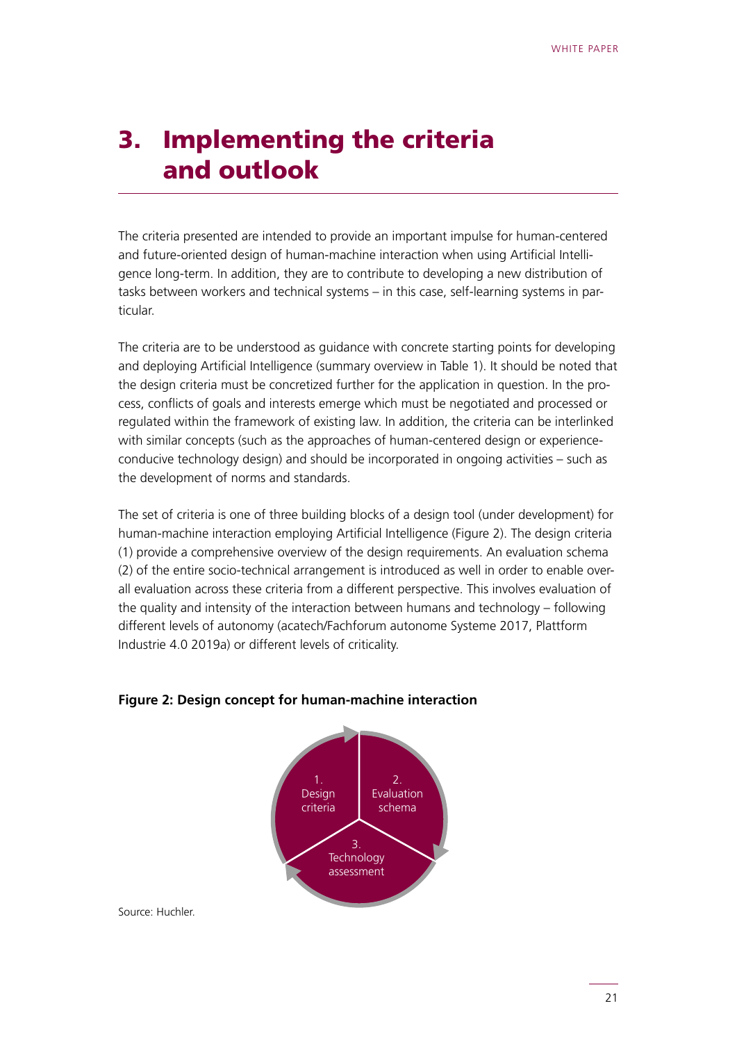# 3. Implementing the criteria and outlook

The criteria presented are intended to provide an important impulse for human-centered and future-oriented design of human-machine interaction when using Artificial Intelligence long-term. In addition, they are to contribute to developing a new distribution of tasks between workers and technical systems – in this case, self-learning systems in particular.

The criteria are to be understood as guidance with concrete starting points for developing and deploying Artificial Intelligence (summary overview in Table 1). It should be noted that the design criteria must be concretized further for the application in question. In the process, conflicts of goals and interests emerge which must be negotiated and processed or regulated within the framework of existing law. In addition, the criteria can be interlinked with similar concepts (such as the approaches of human-centered design or experience-conducive technology design) and should be incorporated in ongoing activities – such as the development of norms and standards.

The set of criteria is one of three building blocks of a design tool (under development) for human-machine interaction employing Artificial Intelligence (Figure 2). The design criteria (1) provide a comprehensive overview of the design requirements. An evaluation schema (2) of the entire socio-technical arrangement is introduced as well in order to enable overall evaluation across these criteria from a different perspective. This involves evaluation of the quality and intensity of the interaction between humans and technology – following different levels of autonomy (acatech/Fachforum autonome Systeme 2017, Plattform Industrie 4.0 2019a) or different levels of criticality.

**Figure 2: Design concept for human-machine interaction**

1. Design criteria
2. Evaluation schema
3. Technology assessment

Source: Huchler.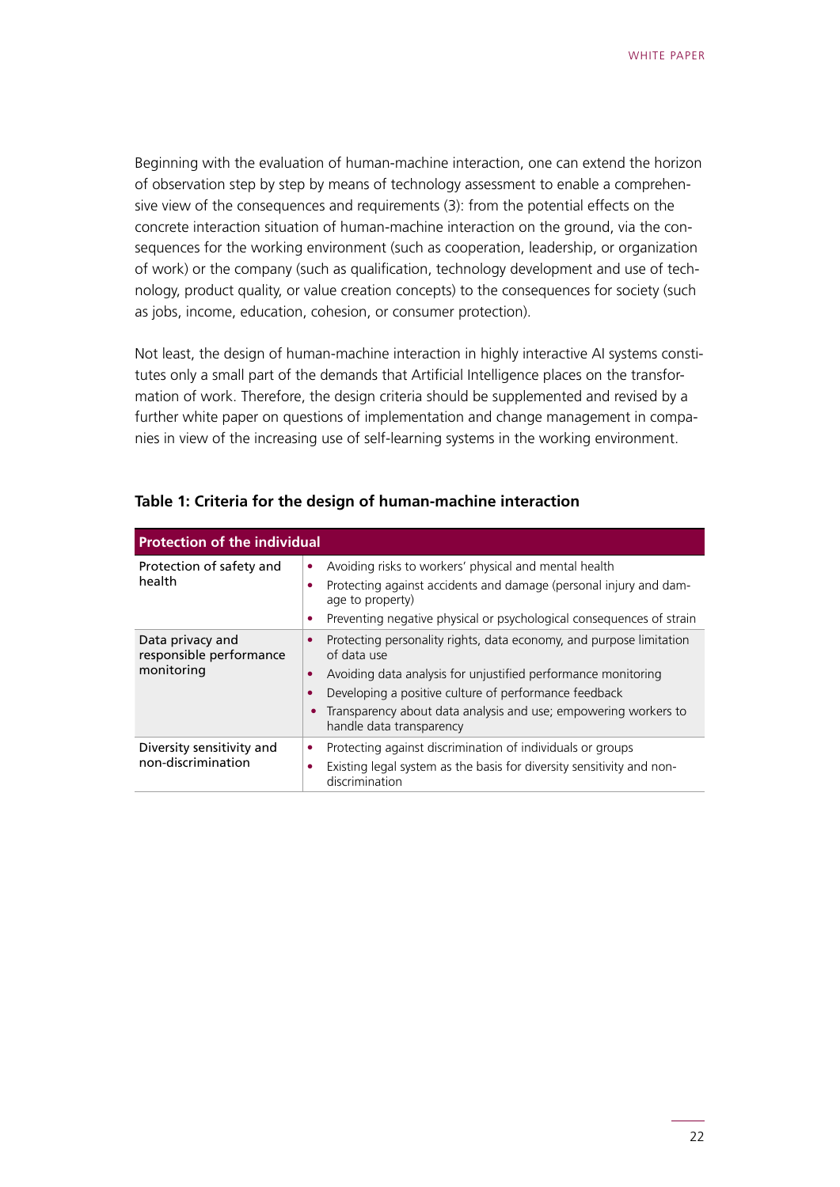Beginning with the evaluation of human-machine interaction, one can extend the horizon of observation step by step by means of technology assessment to enable a comprehensive view of the consequences and requirements (3): from the potential effects on the concrete interaction situation of human-machine interaction on the ground, via the consequences for the working environment (such as cooperation, leadership, or organization of work) or the company (such as qualification, technology development and use of technology, product quality, or value creation concepts) to the consequences for society (such as jobs, income, education, cohesion, or consumer protection).

Not least, the design of human-machine interaction in highly interactive AI systems constitutes only a small part of the demands that Artificial Intelligence places on the transformation of work. Therefore, the design criteria should be supplemented and revised by a further white paper on questions of implementation and change management in companies in view of the increasing use of self-learning systems in the working environment.

**Table 1: Criteria for the design of human-machine interaction**

| **Protection of the individual** | |
|---|---|
| Protection of safety and health | • Avoiding risks to workers' physical and mental health<br>• Protecting against accidents and damage (personal injury and damage to property)<br>• Preventing negative physical or psychological consequences of strain |
| Data privacy and responsible performance monitoring | • Protecting personality rights, data economy, and purpose limitation of data use<br>• Avoiding data analysis for unjustified performance monitoring<br>• Developing a positive culture of performance feedback<br>• Transparency about data analysis and use; empowering workers to handle data transparency |
| Diversity sensitivity and non-discrimination | • Protecting against discrimination of individuals or groups<br>• Existing legal system as the basis for diversity sensitivity and non-discrimination |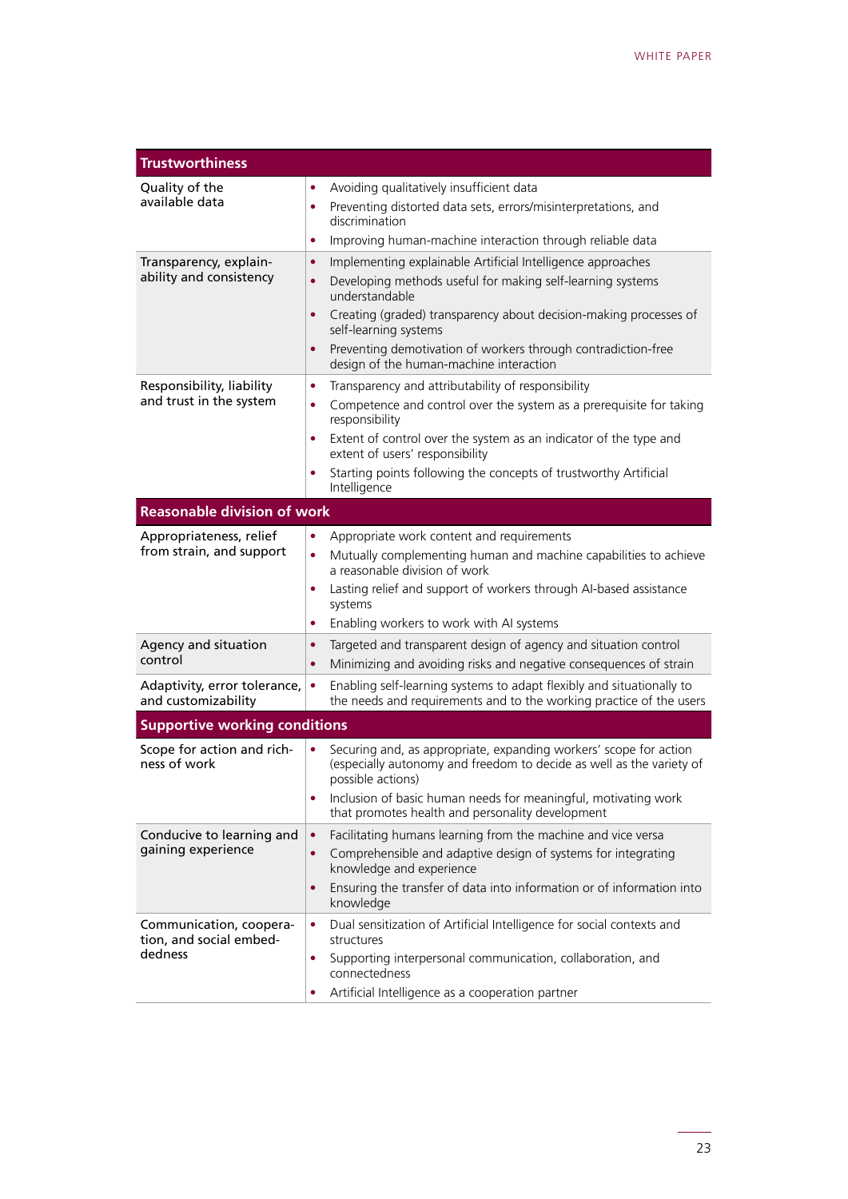| Trustworthiness | |
|---|---|
| Quality of the available data | • Avoiding qualitatively insufficient data<br>• Preventing distorted data sets, errors/misinterpretations, and discrimination<br>• Improving human-machine interaction through reliable data |
| Transparency, explainability and consistency | • Implementing explainable Artificial Intelligence approaches<br>• Developing methods useful for making self-learning systems understandable<br>• Creating (graded) transparency about decision-making processes of self-learning systems<br>• Preventing demotivation of workers through contradiction-free design of the human-machine interaction |
| Responsibility, liability and trust in the system | • Transparency and attributability of responsibility<br>• Competence and control over the system as a prerequisite for taking responsibility<br>• Extent of control over the system as an indicator of the type and extent of users' responsibility<br>• Starting points following the concepts of trustworthy Artificial Intelligence |
| **Reasonable division of work** | |
| Appropriateness, relief from strain, and support | • Appropriate work content and requirements<br>• Mutually complementing human and machine capabilities to achieve a reasonable division of work<br>• Lasting relief and support of workers through AI-based assistance systems<br>• Enabling workers to work with AI systems |
| Agency and situation control | • Targeted and transparent design of agency and situation control<br>• Minimizing and avoiding risks and negative consequences of strain |
| Adaptivity, error tolerance, and customizability | • Enabling self-learning systems to adapt flexibly and situationally to the needs and requirements and to the working practice of the users |
| **Supportive working conditions** | |
| Scope for action and richness of work | • Securing and, as appropriate, expanding workers' scope for action (especially autonomy and freedom to decide as well as the variety of possible actions)<br>• Inclusion of basic human needs for meaningful, motivating work that promotes health and personality development |
| Conducive to learning and gaining experience | • Facilitating humans learning from the machine and vice versa<br>• Comprehensible and adaptive design of systems for integrating knowledge and experience<br>• Ensuring the transfer of data into information or of information into knowledge |
| Communication, cooperation, and social embeddedness | • Dual sensitization of Artificial Intelligence for social contexts and structures<br>• Supporting interpersonal communication, collaboration, and connectedness<br>• Artificial Intelligence as a cooperation partner |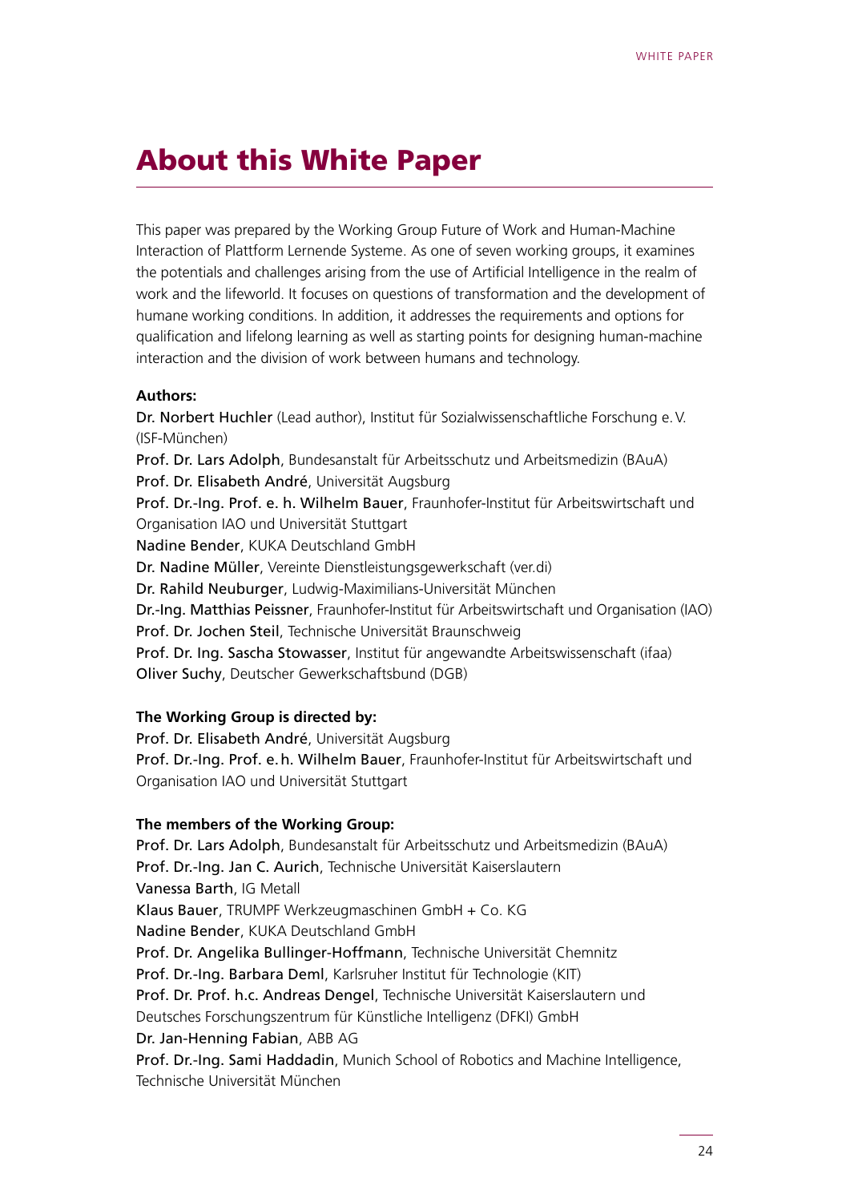# About this White Paper

This paper was prepared by the Working Group Future of Work and Human-Machine Interaction of Plattform Lernende Systeme. As one of seven working groups, it examines the potentials and challenges arising from the use of Artificial Intelligence in the realm of work and the lifeworld. It focuses on questions of transformation and the development of humane working conditions. In addition, it addresses the requirements and options for qualification and lifelong learning as well as starting points for designing human-machine interaction and the division of work between humans and technology.

**Authors:**

Dr. Norbert Huchler (Lead author), Institut für Sozialwissenschaftliche Forschung e.V. (ISF-München)
Prof. Dr. Lars Adolph, Bundesanstalt für Arbeitsschutz und Arbeitsmedizin (BAuA)
Prof. Dr. Elisabeth André, Universität Augsburg
Prof. Dr.-Ing. Prof. e. h. Wilhelm Bauer, Fraunhofer-Institut für Arbeitswirtschaft und Organisation IAO und Universität Stuttgart
Nadine Bender, KUKA Deutschland GmbH
Dr. Nadine Müller, Vereinte Dienstleistungsgewerkschaft (ver.di)
Dr. Rahild Neuburger, Ludwig-Maximilians-Universität München
Dr.-Ing. Matthias Peissner, Fraunhofer-Institut für Arbeitswirtschaft und Organisation (IAO)
Prof. Dr. Jochen Steil, Technische Universität Braunschweig
Prof. Dr. Ing. Sascha Stowasser, Institut für angewandte Arbeitswissenschaft (ifaa)
Oliver Suchy, Deutscher Gewerkschaftsbund (DGB)

**The Working Group is directed by:**

Prof. Dr. Elisabeth André, Universität Augsburg
Prof. Dr.-Ing. Prof. e.h. Wilhelm Bauer, Fraunhofer-Institut für Arbeitswirtschaft und Organisation IAO und Universität Stuttgart

**The members of the Working Group:**

Prof. Dr. Lars Adolph, Bundesanstalt für Arbeitsschutz und Arbeitsmedizin (BAuA)
Prof. Dr.-Ing. Jan C. Aurich, Technische Universität Kaiserslautern
Vanessa Barth, IG Metall
Klaus Bauer, TRUMPF Werkzeugmaschinen GmbH + Co. KG
Nadine Bender, KUKA Deutschland GmbH
Prof. Dr. Angelika Bullinger-Hoffmann, Technische Universität Chemnitz
Prof. Dr.-Ing. Barbara Deml, Karlsruher Institut für Technologie (KIT)
Prof. Dr. Prof. h.c. Andreas Dengel, Technische Universität Kaiserslautern und Deutsches Forschungszentrum für Künstliche Intelligenz (DFKI) GmbH
Dr. Jan-Henning Fabian, ABB AG
Prof. Dr.-Ing. Sami Haddadin, Munich School of Robotics and Machine Intelligence, Technische Universität München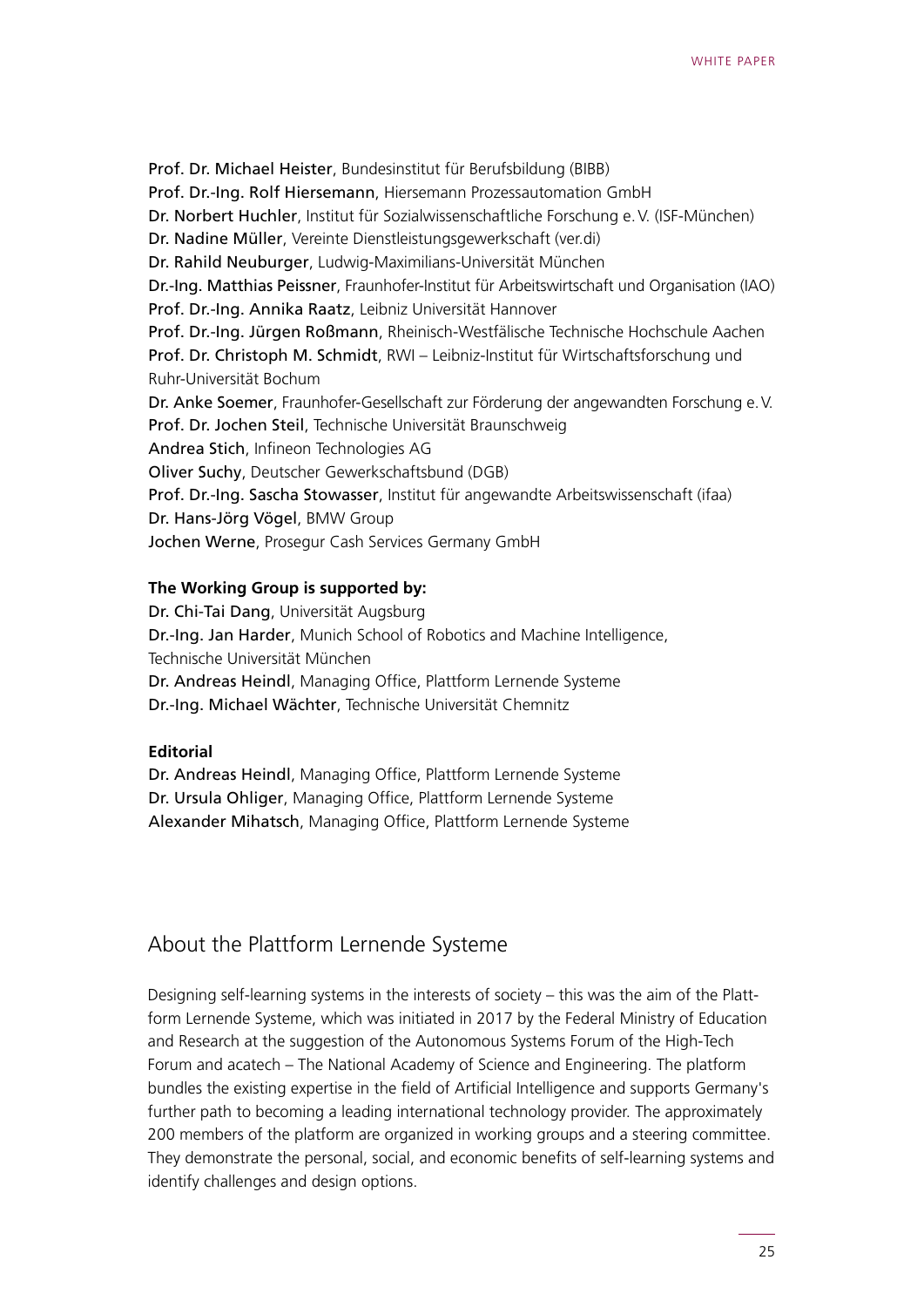Prof. Dr. Michael Heister, Bundesinstitut für Berufsbildung (BIBB)
Prof. Dr.-Ing. Rolf Hiersemann, Hiersemann Prozessautomation GmbH
Dr. Norbert Huchler, Institut für Sozialwissenschaftliche Forschung e. V. (ISF-München)
Dr. Nadine Müller, Vereinte Dienstleistungsgewerkschaft (ver.di)
Dr. Rahild Neuburger, Ludwig-Maximilians-Universität München
Dr.-Ing. Matthias Peissner, Fraunhofer-Institut für Arbeitswirtschaft und Organisation (IAO)
Prof. Dr.-Ing. Annika Raatz, Leibniz Universität Hannover
Prof. Dr.-Ing. Jürgen Roßmann, Rheinisch-Westfälische Technische Hochschule Aachen
Prof. Dr. Christoph M. Schmidt, RWI – Leibniz-Institut für Wirtschaftsforschung und Ruhr-Universität Bochum
Dr. Anke Soemer, Fraunhofer-Gesellschaft zur Förderung der angewandten Forschung e. V.
Prof. Dr. Jochen Steil, Technische Universität Braunschweig
Andrea Stich, Infineon Technologies AG
Oliver Suchy, Deutscher Gewerkschaftsbund (DGB)
Prof. Dr.-Ing. Sascha Stowasser, Institut für angewandte Arbeitswissenschaft (ifaa)
Dr. Hans-Jörg Vögel, BMW Group
Jochen Werne, Prosegur Cash Services Germany GmbH

**The Working Group is supported by:**

Dr. Chi-Tai Dang, Universität Augsburg
Dr.-Ing. Jan Harder, Munich School of Robotics and Machine Intelligence, Technische Universität München
Dr. Andreas Heindl, Managing Office, Plattform Lernende Systeme
Dr.-Ing. Michael Wächter, Technische Universität Chemnitz

**Editorial**

Dr. Andreas Heindl, Managing Office, Plattform Lernende Systeme
Dr. Ursula Ohliger, Managing Office, Plattform Lernende Systeme
Alexander Mihatsch, Managing Office, Plattform Lernende Systeme

## About the Plattform Lernende Systeme

Designing self-learning systems in the interests of society – this was the aim of the Plattform Lernende Systeme, which was initiated in 2017 by the Federal Ministry of Education and Research at the suggestion of the Autonomous Systems Forum of the High-Tech Forum and acatech – The National Academy of Science and Engineering. The platform bundles the existing expertise in the field of Artificial Intelligence and supports Germany's further path to becoming a leading international technology provider. The approximately 200 members of the platform are organized in working groups and a steering committee. They demonstrate the personal, social, and economic benefits of self-learning systems and identify challenges and design options.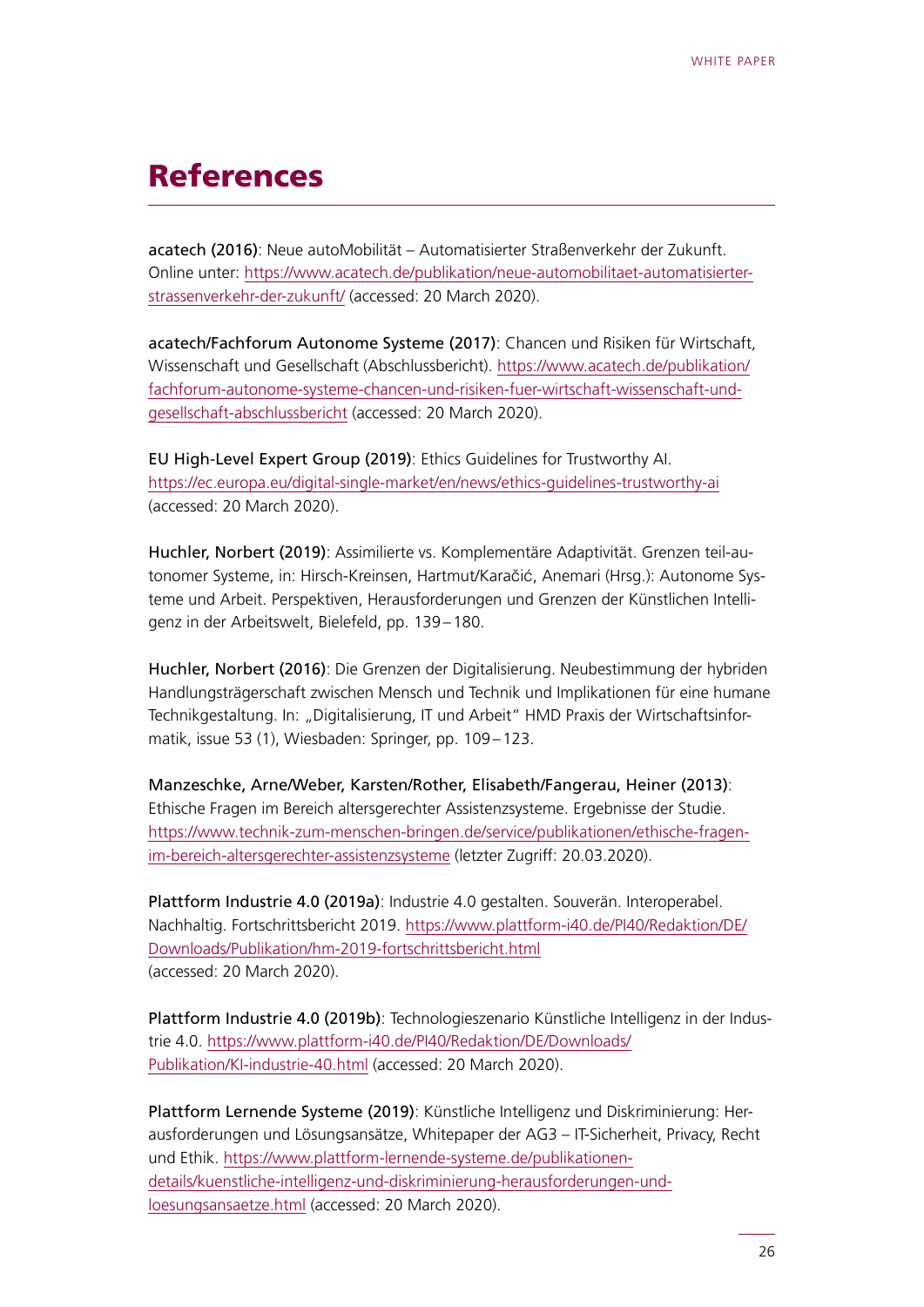# References

**acatech (2016)**: Neue autoMobilität – Automatisierter Straßenverkehr der Zukunft. Online unter: https://www.acatech.de/publikation/neue-automobilitaet-automatisierter-strassenverkehr-der-zukunft/ (accessed: 20 March 2020).

**acatech/Fachforum Autonome Systeme (2017)**: Chancen und Risiken für Wirtschaft, Wissenschaft und Gesellschaft (Abschlussbericht). https://www.acatech.de/publikation/fachforum-autonome-systeme-chancen-und-risiken-fuer-wirtschaft-wissenschaft-und-gesellschaft-abschlussbericht (accessed: 20 March 2020).

**EU High-Level Expert Group (2019)**: Ethics Guidelines for Trustworthy AI. https://ec.europa.eu/digital-single-market/en/news/ethics-guidelines-trustworthy-ai (accessed: 20 March 2020).

**Huchler, Norbert (2019)**: Assimilierte vs. Komplementäre Adaptivität. Grenzen teil-autonomer Systeme, in: Hirsch-Kreinsen, Hartmut/Karačić, Anemari (Hrsg.): Autonome Systeme und Arbeit. Perspektiven, Herausforderungen und Grenzen der Künstlichen Intelligenz in der Arbeitswelt, Bielefeld, pp. 139–180.

**Huchler, Norbert (2016)**: Die Grenzen der Digitalisierung. Neubestimmung der hybriden Handlungsträgerschaft zwischen Mensch und Technik und Implikationen für eine humane Technikgestaltung. In: „Digitalisierung, IT und Arbeit" HMD Praxis der Wirtschaftsinformatik, issue 53 (1), Wiesbaden: Springer, pp. 109–123.

**Manzeschke, Arne/Weber, Karsten/Rother, Elisabeth/Fangerau, Heiner (2013)**: Ethische Fragen im Bereich altersgerechter Assistenzsysteme. Ergebnisse der Studie. https://www.technik-zum-menschen-bringen.de/service/publikationen/ethische-fragen-im-bereich-altersgerechter-assistenzsysteme (letzter Zugriff: 20.03.2020).

**Plattform Industrie 4.0 (2019a)**: Industrie 4.0 gestalten. Souverän. Interoperabel. Nachhaltig. Fortschrittsbericht 2019. https://www.plattform-i40.de/PI40/Redaktion/DE/Downloads/Publikation/hm-2019-fortschrittsbericht.html (accessed: 20 March 2020).

**Plattform Industrie 4.0 (2019b)**: Technologieszenario Künstliche Intelligenz in der Industrie 4.0. https://www.plattform-i40.de/PI40/Redaktion/DE/Downloads/Publikation/KI-industrie-40.html (accessed: 20 March 2020).

**Plattform Lernende Systeme (2019)**: Künstliche Intelligenz und Diskriminierung: Herausforderungen und Lösungsansätze, Whitepaper der AG3 – IT-Sicherheit, Privacy, Recht und Ethik. https://www.plattform-lernende-systeme.de/publikationen-details/kuenstliche-intelligenz-und-diskriminierung-herausforderungen-und-loesungsansaetze.html (accessed: 20 March 2020).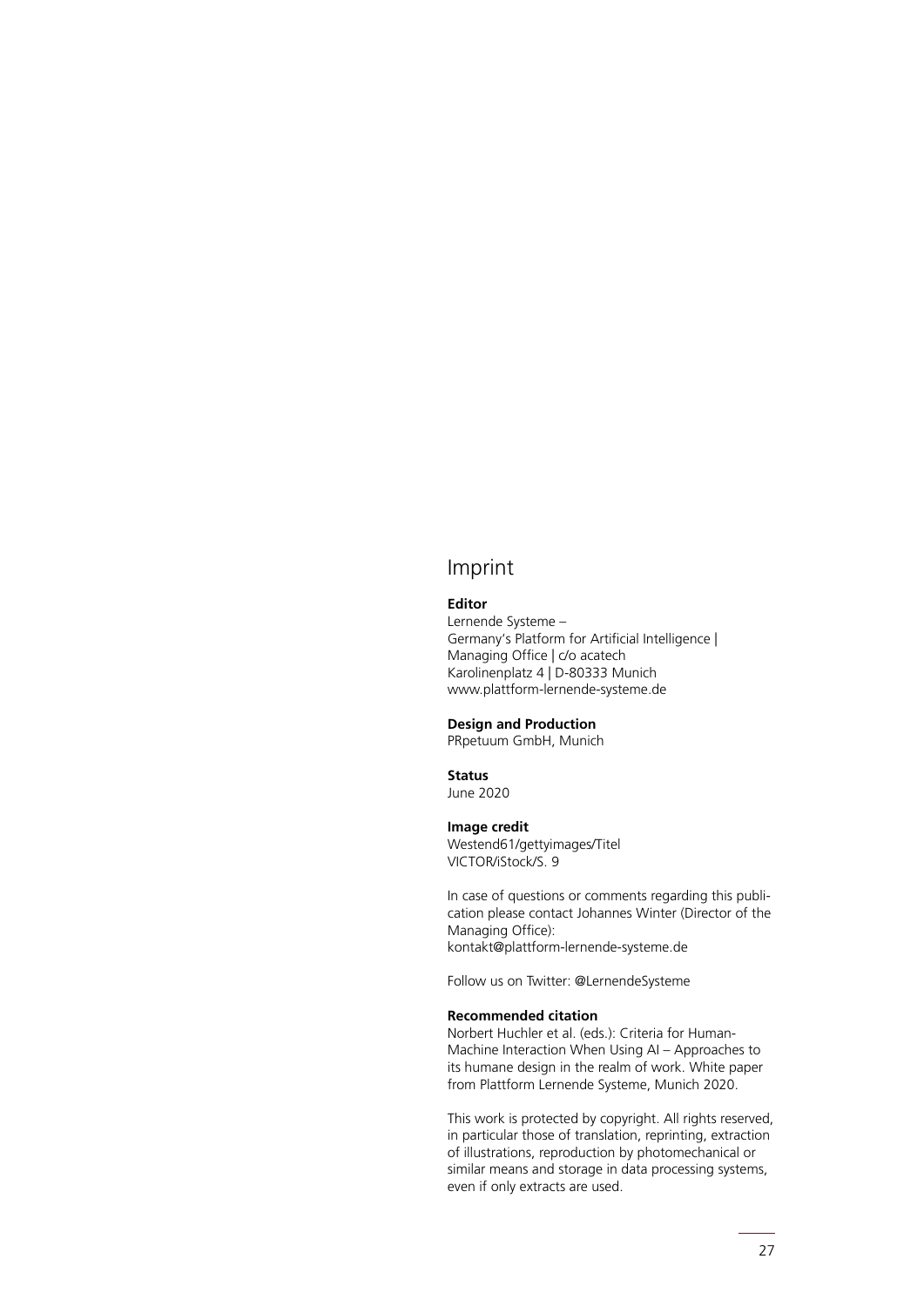## Imprint

**Editor**
Lernende Systeme –
Germany's Platform for Artificial Intelligence |
Managing Office | c/o acatech
Karolinenplatz 4 | D-80333 Munich
www.plattform-lernende-systeme.de

**Design and Production**
PRpetuum GmbH, Munich

**Status**
June 2020

**Image credit**
Westend61/gettyimages/Titel
VICTOR/iStock/S. 9

In case of questions or comments regarding this publication please contact Johannes Winter (Director of the Managing Office):
kontakt@plattform-lernende-systeme.de

Follow us on Twitter: @LernendeSysteme

**Recommended citation**
Norbert Huchler et al. (eds.): Criteria for Human-Machine Interaction When Using AI – Approaches to its humane design in the realm of work. White paper from Plattform Lernende Systeme, Munich 2020.

This work is protected by copyright. All rights reserved, in particular those of translation, reprinting, extraction of illustrations, reproduction by photomechanical or similar means and storage in data processing systems, even if only extracts are used.